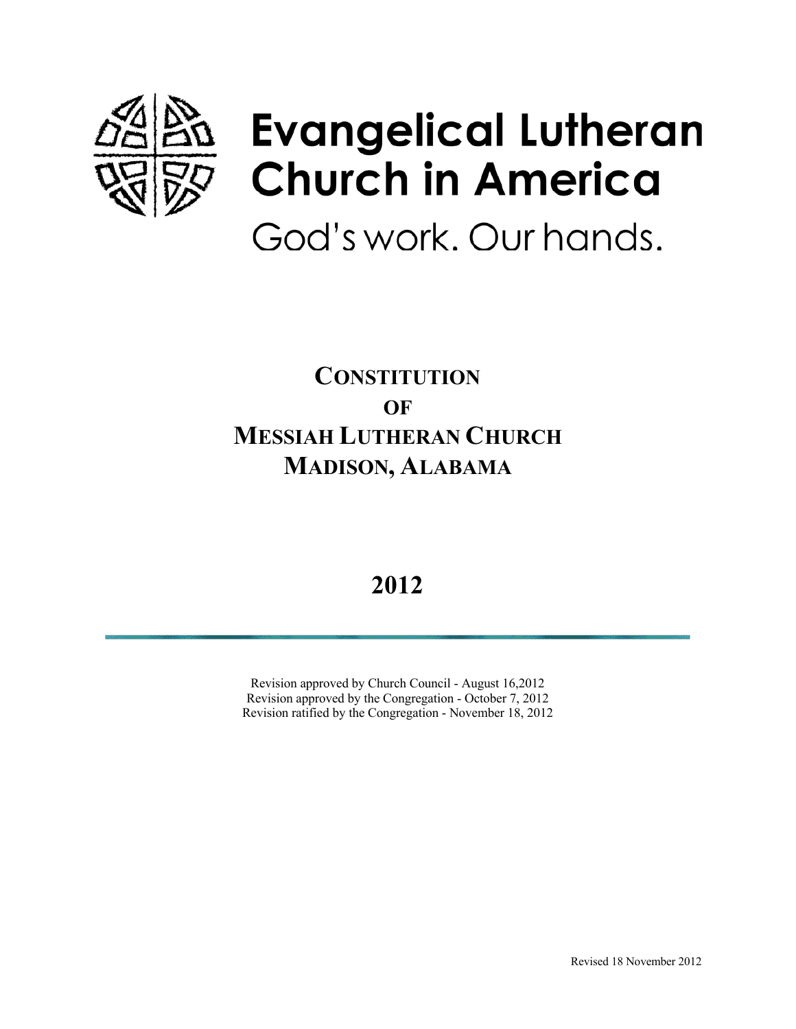Evangelical Lutheran Church in America

God's work. Our hands.

# CONSTITUTION OF MESSIAH LUTHERAN CHURCH MADISON, ALABAMA

## 2012

---

Revision approved by Church Council - August 16,2012
Revision approved by the Congregation - October 7, 2012
Revision ratified by the Congregation - November 18, 2012

Revised 18 November 2012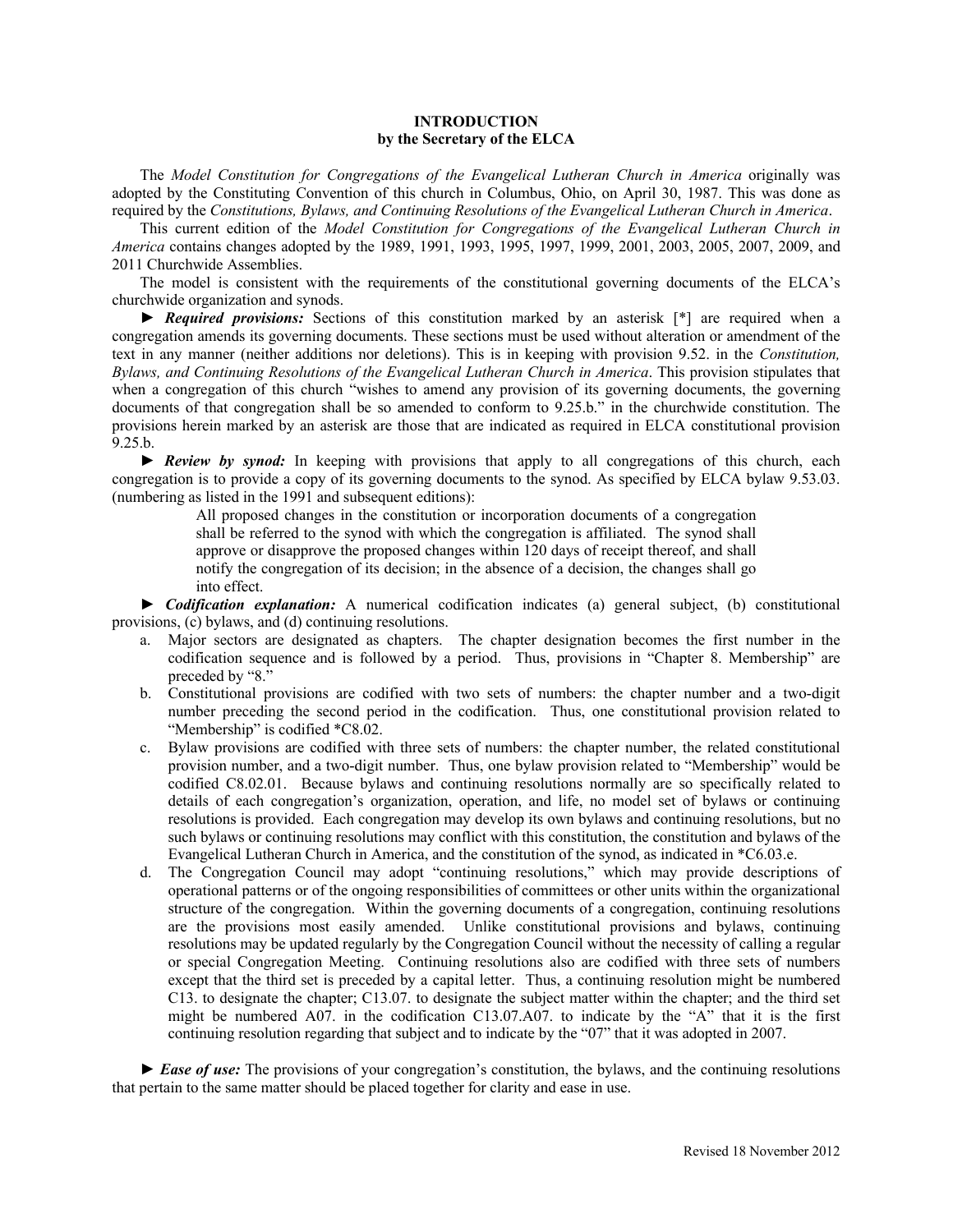# INTRODUCTION
## by the Secretary of the ELCA

The *Model Constitution for Congregations of the Evangelical Lutheran Church in America* originally was adopted by the Constituting Convention of this church in Columbus, Ohio, on April 30, 1987. This was done as required by the *Constitutions, Bylaws, and Continuing Resolutions of the Evangelical Lutheran Church in America*.

This current edition of the *Model Constitution for Congregations of the Evangelical Lutheran Church in America* contains changes adopted by the 1989, 1991, 1993, 1995, 1997, 1999, 2001, 2003, 2005, 2007, 2009, and 2011 Churchwide Assemblies.

The model is consistent with the requirements of the constitutional governing documents of the ELCA's churchwide organization and synods.

► ***Required provisions:*** Sections of this constitution marked by an asterisk [*] are required when a congregation amends its governing documents. These sections must be used without alteration or amendment of the text in any manner (neither additions nor deletions). This is in keeping with provision 9.52. in the *Constitution, Bylaws, and Continuing Resolutions of the Evangelical Lutheran Church in America*. This provision stipulates that when a congregation of this church "wishes to amend any provision of its governing documents, the governing documents of that congregation shall be so amended to conform to 9.25.b." in the churchwide constitution. The provisions herein marked by an asterisk are those that are indicated as required in ELCA constitutional provision 9.25.b.

► ***Review by synod:*** In keeping with provisions that apply to all congregations of this church, each congregation is to provide a copy of its governing documents to the synod. As specified by ELCA bylaw 9.53.03. (numbering as listed in the 1991 and subsequent editions):

> All proposed changes in the constitution or incorporation documents of a congregation shall be referred to the synod with which the congregation is affiliated. The synod shall approve or disapprove the proposed changes within 120 days of receipt thereof, and shall notify the congregation of its decision; in the absence of a decision, the changes shall go into effect.

► ***Codification explanation:*** A numerical codification indicates (a) general subject, (b) constitutional provisions, (c) bylaws, and (d) continuing resolutions.

a. Major sectors are designated as chapters. The chapter designation becomes the first number in the codification sequence and is followed by a period. Thus, provisions in "Chapter 8. Membership" are preceded by "8."

b. Constitutional provisions are codified with two sets of numbers: the chapter number and a two-digit number preceding the second period in the codification. Thus, one constitutional provision related to "Membership" is codified *C8.02.

c. Bylaw provisions are codified with three sets of numbers: the chapter number, the related constitutional provision number, and a two-digit number. Thus, one bylaw provision related to "Membership" would be codified C8.02.01. Because bylaws and continuing resolutions normally are so specifically related to details of each congregation's organization, operation, and life, no model set of bylaws or continuing resolutions is provided. Each congregation may develop its own bylaws and continuing resolutions, but no such bylaws or continuing resolutions may conflict with this constitution, the constitution and bylaws of the Evangelical Lutheran Church in America, and the constitution of the synod, as indicated in *C6.03.e.

d. The Congregation Council may adopt "continuing resolutions," which may provide descriptions of operational patterns or of the ongoing responsibilities of committees or other units within the organizational structure of the congregation. Within the governing documents of a congregation, continuing resolutions are the provisions most easily amended. Unlike constitutional provisions and bylaws, continuing resolutions may be updated regularly by the Congregation Council without the necessity of calling a regular or special Congregation Meeting. Continuing resolutions also are codified with three sets of numbers except that the third set is preceded by a capital letter. Thus, a continuing resolution might be numbered C13. to designate the chapter; C13.07. to designate the subject matter within the chapter; and the third set might be numbered A07. in the codification C13.07.A07. to indicate by the "A" that it is the first continuing resolution regarding that subject and to indicate by the "07" that it was adopted in 2007.

► ***Ease of use:*** The provisions of your congregation's constitution, the bylaws, and the continuing resolutions that pertain to the same matter should be placed together for clarity and ease in use.

Revised 18 November 2012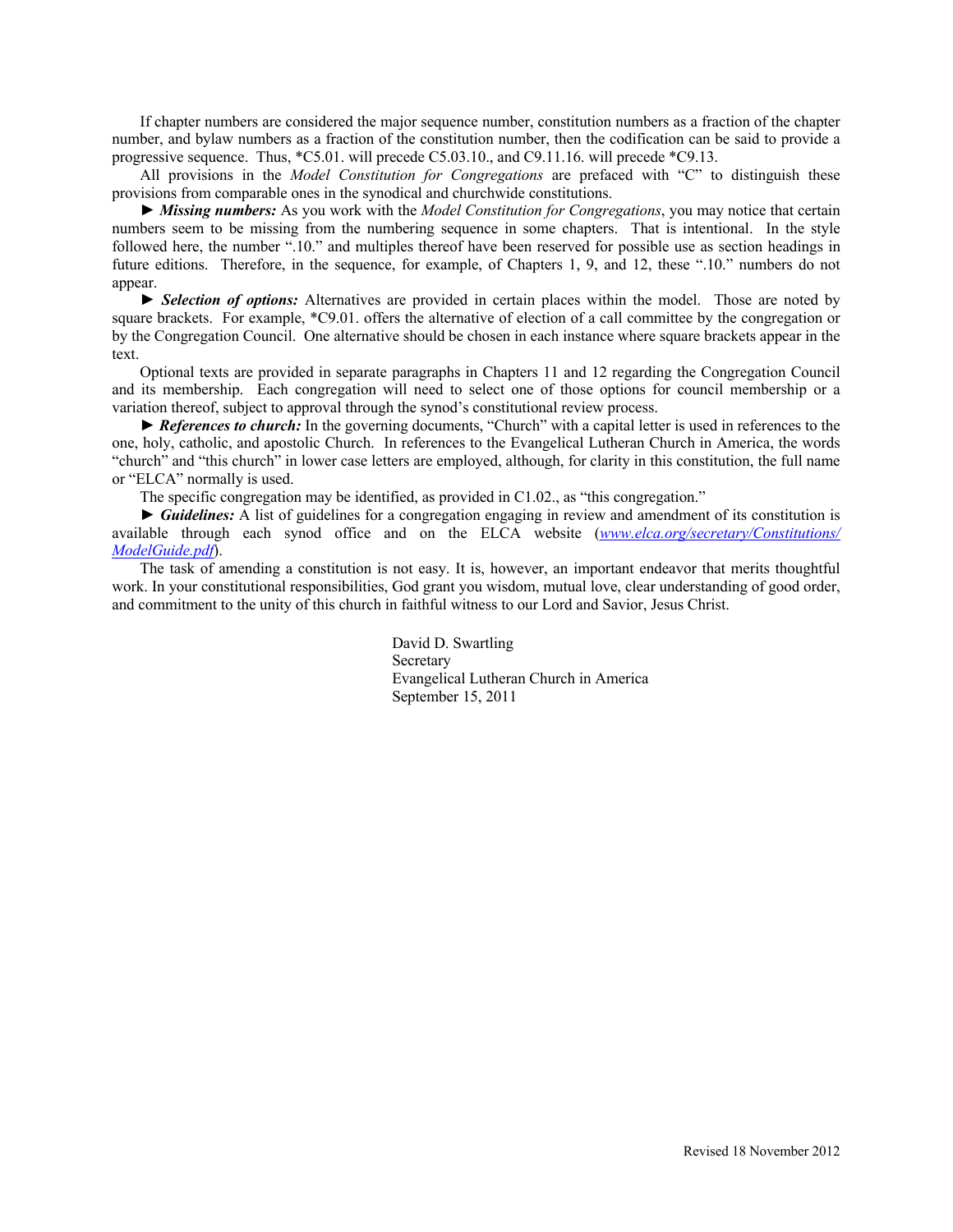If chapter numbers are considered the major sequence number, constitution numbers as a fraction of the chapter number, and bylaw numbers as a fraction of the constitution number, then the codification can be said to provide a progressive sequence. Thus, *C5.01. will precede C5.03.10., and C9.11.16. will precede *C9.13.

All provisions in the *Model Constitution for Congregations* are prefaced with "C" to distinguish these provisions from comparable ones in the synodical and churchwide constitutions.

► ***Missing numbers:*** As you work with the *Model Constitution for Congregations*, you may notice that certain numbers seem to be missing from the numbering sequence in some chapters. That is intentional. In the style followed here, the number ".10." and multiples thereof have been reserved for possible use as section headings in future editions. Therefore, in the sequence, for example, of Chapters 1, 9, and 12, these ".10." numbers do not appear.

► ***Selection of options:*** Alternatives are provided in certain places within the model. Those are noted by square brackets. For example, *C9.01. offers the alternative of election of a call committee by the congregation or by the Congregation Council. One alternative should be chosen in each instance where square brackets appear in the text.

Optional texts are provided in separate paragraphs in Chapters 11 and 12 regarding the Congregation Council and its membership. Each congregation will need to select one of those options for council membership or a variation thereof, subject to approval through the synod's constitutional review process.

► ***References to church:*** In the governing documents, "Church" with a capital letter is used in references to the one, holy, catholic, and apostolic Church. In references to the Evangelical Lutheran Church in America, the words "church" and "this church" in lower case letters are employed, although, for clarity in this constitution, the full name or "ELCA" normally is used.

The specific congregation may be identified, as provided in C1.02., as "this congregation."

► ***Guidelines:*** A list of guidelines for a congregation engaging in review and amendment of its constitution is available through each synod office and on the ELCA website (*www.elca.org/secretary/Constitutions/ModelGuide.pdf*).

The task of amending a constitution is not easy. It is, however, an important endeavor that merits thoughtful work. In your constitutional responsibilities, God grant you wisdom, mutual love, clear understanding of good order, and commitment to the unity of this church in faithful witness to our Lord and Savior, Jesus Christ.

David D. Swartling
Secretary
Evangelical Lutheran Church in America
September 15, 2011

Revised 18 November 2012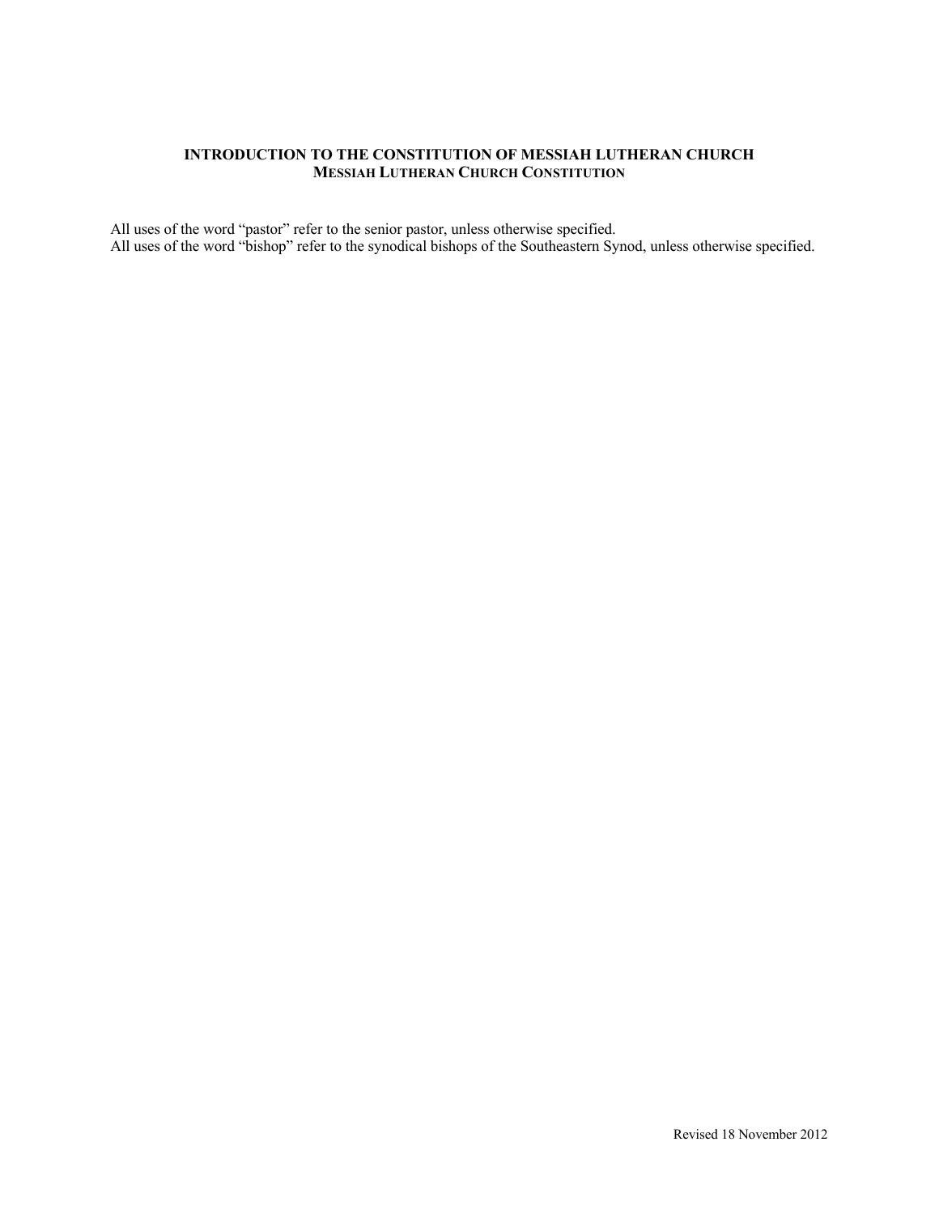## INTRODUCTION TO THE CONSTITUTION OF MESSIAH LUTHERAN CHURCH

### MESSIAH LUTHERAN CHURCH CONSTITUTION

All uses of the word "pastor" refer to the senior pastor, unless otherwise specified.
All uses of the word "bishop" refer to the synodical bishops of the Southeastern Synod, unless otherwise specified.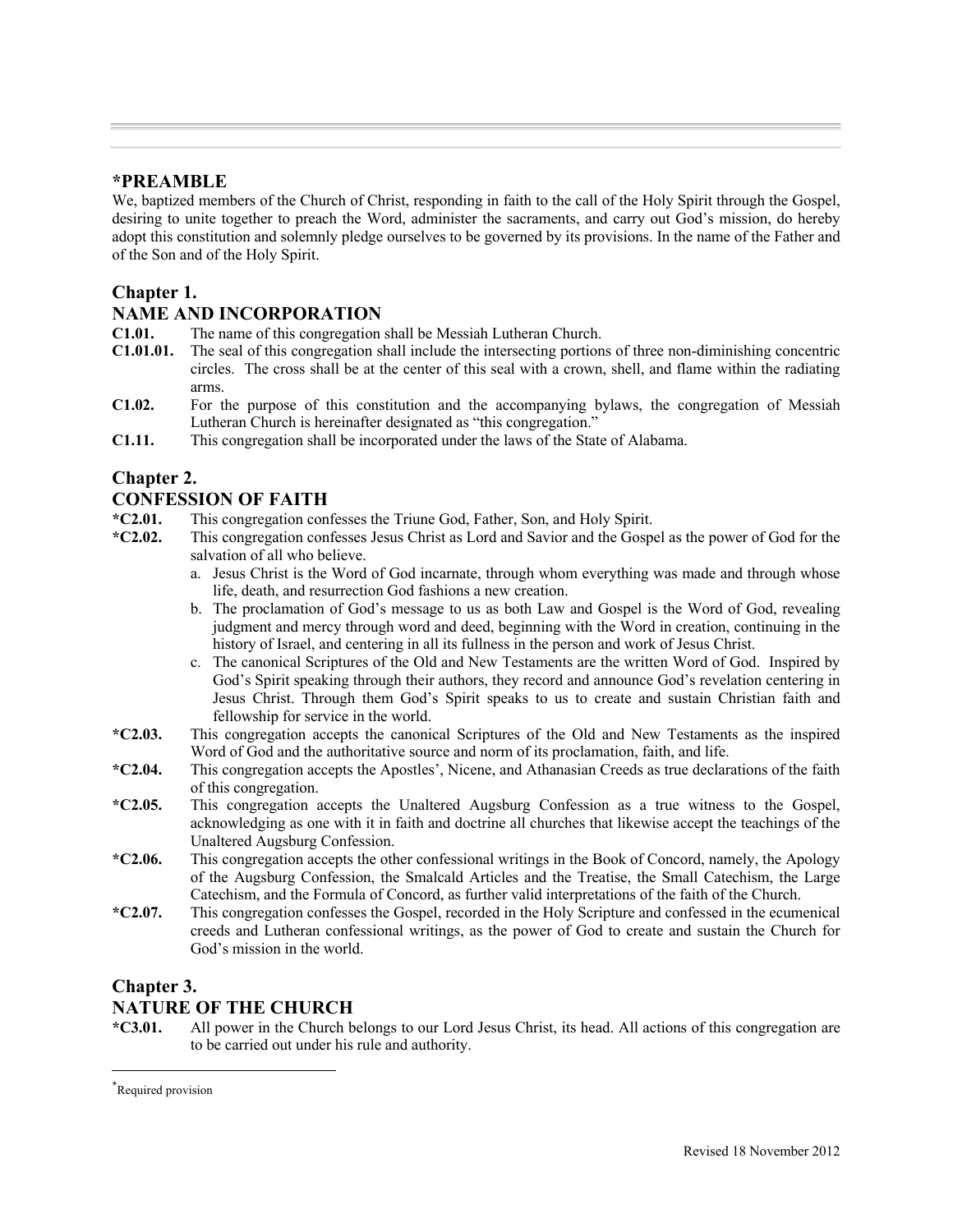## *PREAMBLE

We, baptized members of the Church of Christ, responding in faith to the call of the Holy Spirit through the Gospel, desiring to unite together to preach the Word, administer the sacraments, and carry out God's mission, do hereby adopt this constitution and solemnly pledge ourselves to be governed by its provisions. In the name of the Father and of the Son and of the Holy Spirit.

## Chapter 1.
## NAME AND INCORPORATION

**C1.01.** The name of this congregation shall be Messiah Lutheran Church.

**C1.01.01.** The seal of this congregation shall include the intersecting portions of three non-diminishing concentric circles. The cross shall be at the center of this seal with a crown, shell, and flame within the radiating arms.

**C1.02.** For the purpose of this constitution and the accompanying bylaws, the congregation of Messiah Lutheran Church is hereinafter designated as "this congregation."

**C1.11.** This congregation shall be incorporated under the laws of the State of Alabama.

## Chapter 2.
## CONFESSION OF FAITH

***C2.01.** This congregation confesses the Triune God, Father, Son, and Holy Spirit.

***C2.02.** This congregation confesses Jesus Christ as Lord and Savior and the Gospel as the power of God for the salvation of all who believe.

a. Jesus Christ is the Word of God incarnate, through whom everything was made and through whose life, death, and resurrection God fashions a new creation.

b. The proclamation of God's message to us as both Law and Gospel is the Word of God, revealing judgment and mercy through word and deed, beginning with the Word in creation, continuing in the history of Israel, and centering in all its fullness in the person and work of Jesus Christ.

c. The canonical Scriptures of the Old and New Testaments are the written Word of God. Inspired by God's Spirit speaking through their authors, they record and announce God's revelation centering in Jesus Christ. Through them God's Spirit speaks to us to create and sustain Christian faith and fellowship for service in the world.

***C2.03.** This congregation accepts the canonical Scriptures of the Old and New Testaments as the inspired Word of God and the authoritative source and norm of its proclamation, faith, and life.

***C2.04.** This congregation accepts the Apostles', Nicene, and Athanasian Creeds as true declarations of the faith of this congregation.

***C2.05.** This congregation accepts the Unaltered Augsburg Confession as a true witness to the Gospel, acknowledging as one with it in faith and doctrine all churches that likewise accept the teachings of the Unaltered Augsburg Confession.

***C2.06.** This congregation accepts the other confessional writings in the Book of Concord, namely, the Apology of the Augsburg Confession, the Smalcald Articles and the Treatise, the Small Catechism, the Large Catechism, and the Formula of Concord, as further valid interpretations of the faith of the Church.

***C2.07.** This congregation confesses the Gospel, recorded in the Holy Scripture and confessed in the ecumenical creeds and Lutheran confessional writings, as the power of God to create and sustain the Church for God's mission in the world.

## Chapter 3.
## NATURE OF THE CHURCH

***C3.01.** All power in the Church belongs to our Lord Jesus Christ, its head. All actions of this congregation are to be carried out under his rule and authority.

---

*Required provision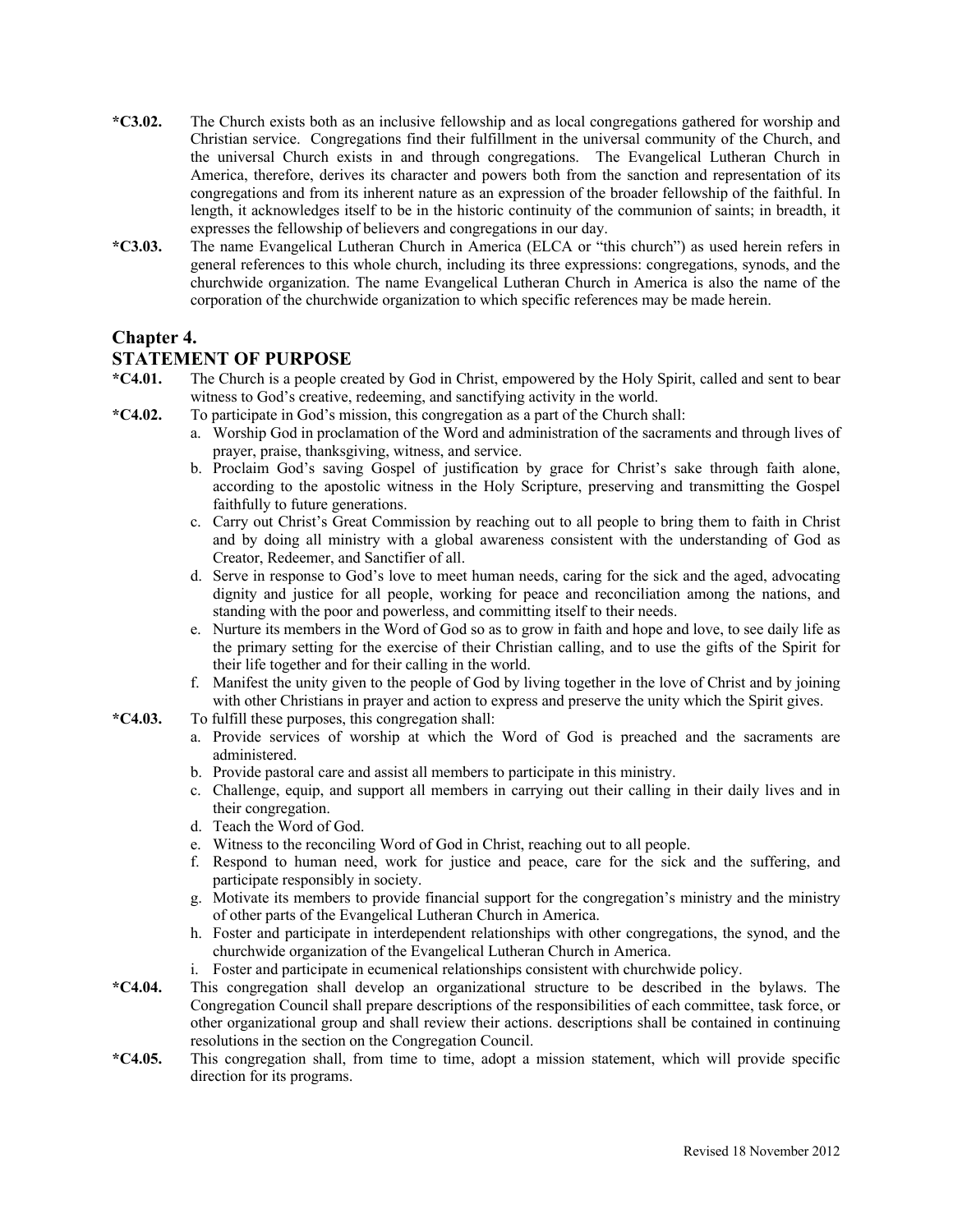**\*C3.02.** The Church exists both as an inclusive fellowship and as local congregations gathered for worship and Christian service. Congregations find their fulfillment in the universal community of the Church, and the universal Church exists in and through congregations. The Evangelical Lutheran Church in America, therefore, derives its character and powers both from the sanction and representation of its congregations and from its inherent nature as an expression of the broader fellowship of the faithful. In length, it acknowledges itself to be in the historic continuity of the communion of saints; in breadth, it expresses the fellowship of believers and congregations in our day.

**\*C3.03.** The name Evangelical Lutheran Church in America (ELCA or "this church") as used herein refers in general references to this whole church, including its three expressions: congregations, synods, and the churchwide organization. The name Evangelical Lutheran Church in America is also the name of the corporation of the churchwide organization to which specific references may be made herein.

## Chapter 4.
## STATEMENT OF PURPOSE

**\*C4.01.** The Church is a people created by God in Christ, empowered by the Holy Spirit, called and sent to bear witness to God's creative, redeeming, and sanctifying activity in the world.

**\*C4.02.** To participate in God's mission, this congregation as a part of the Church shall:

a. Worship God in proclamation of the Word and administration of the sacraments and through lives of prayer, praise, thanksgiving, witness, and service.
b. Proclaim God's saving Gospel of justification by grace for Christ's sake through faith alone, according to the apostolic witness in the Holy Scripture, preserving and transmitting the Gospel faithfully to future generations.
c. Carry out Christ's Great Commission by reaching out to all people to bring them to faith in Christ and by doing all ministry with a global awareness consistent with the understanding of God as Creator, Redeemer, and Sanctifier of all.
d. Serve in response to God's love to meet human needs, caring for the sick and the aged, advocating dignity and justice for all people, working for peace and reconciliation among the nations, and standing with the poor and powerless, and committing itself to their needs.
e. Nurture its members in the Word of God so as to grow in faith and hope and love, to see daily life as the primary setting for the exercise of their Christian calling, and to use the gifts of the Spirit for their life together and for their calling in the world.
f. Manifest the unity given to the people of God by living together in the love of Christ and by joining with other Christians in prayer and action to express and preserve the unity which the Spirit gives.

**\*C4.03.** To fulfill these purposes, this congregation shall:

a. Provide services of worship at which the Word of God is preached and the sacraments are administered.
b. Provide pastoral care and assist all members to participate in this ministry.
c. Challenge, equip, and support all members in carrying out their calling in their daily lives and in their congregation.
d. Teach the Word of God.
e. Witness to the reconciling Word of God in Christ, reaching out to all people.
f. Respond to human need, work for justice and peace, care for the sick and the suffering, and participate responsibly in society.
g. Motivate its members to provide financial support for the congregation's ministry and the ministry of other parts of the Evangelical Lutheran Church in America.
h. Foster and participate in interdependent relationships with other congregations, the synod, and the churchwide organization of the Evangelical Lutheran Church in America.
i. Foster and participate in ecumenical relationships consistent with churchwide policy.

**\*C4.04.** This congregation shall develop an organizational structure to be described in the bylaws. The Congregation Council shall prepare descriptions of the responsibilities of each committee, task force, or other organizational group and shall review their actions. descriptions shall be contained in continuing resolutions in the section on the Congregation Council.

**\*C4.05.** This congregation shall, from time to time, adopt a mission statement, which will provide specific direction for its programs.

Revised 18 November 2012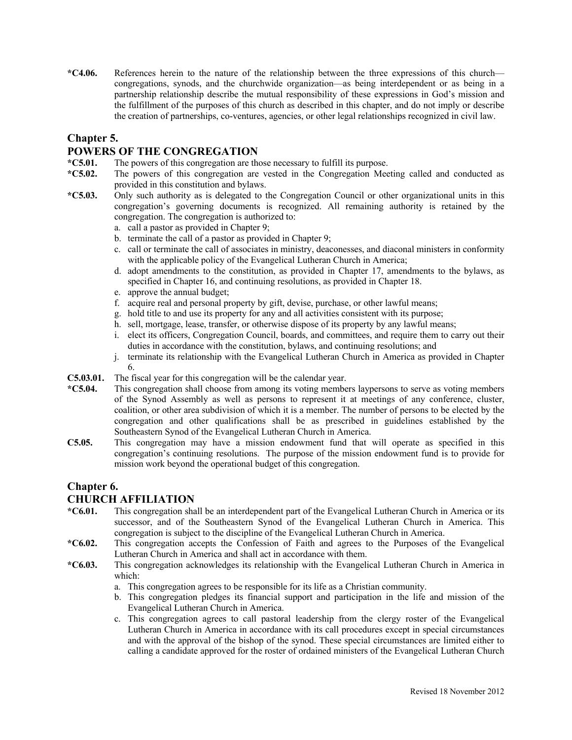**\*C4.06.** References herein to the nature of the relationship between the three expressions of this church—congregations, synods, and the churchwide organization—as being interdependent or as being in a partnership relationship describe the mutual responsibility of these expressions in God's mission and the fulfillment of the purposes of this church as described in this chapter, and do not imply or describe the creation of partnerships, co-ventures, agencies, or other legal relationships recognized in civil law.

## Chapter 5.
## POWERS OF THE CONGREGATION

**\*C5.01.** The powers of this congregation are those necessary to fulfill its purpose.

**\*C5.02.** The powers of this congregation are vested in the Congregation Meeting called and conducted as provided in this constitution and bylaws.

**\*C5.03.** Only such authority as is delegated to the Congregation Council or other organizational units in this congregation's governing documents is recognized. All remaining authority is retained by the congregation. The congregation is authorized to:

a. call a pastor as provided in Chapter 9;
b. terminate the call of a pastor as provided in Chapter 9;
c. call or terminate the call of associates in ministry, deaconesses, and diaconal ministers in conformity with the applicable policy of the Evangelical Lutheran Church in America;
d. adopt amendments to the constitution, as provided in Chapter 17, amendments to the bylaws, as specified in Chapter 16, and continuing resolutions, as provided in Chapter 18.
e. approve the annual budget;
f. acquire real and personal property by gift, devise, purchase, or other lawful means;
g. hold title to and use its property for any and all activities consistent with its purpose;
h. sell, mortgage, lease, transfer, or otherwise dispose of its property by any lawful means;
i. elect its officers, Congregation Council, boards, and committees, and require them to carry out their duties in accordance with the constitution, bylaws, and continuing resolutions; and
j. terminate its relationship with the Evangelical Lutheran Church in America as provided in Chapter 6.

**C5.03.01.** The fiscal year for this congregation will be the calendar year.

**\*C5.04.** This congregation shall choose from among its voting members laypersons to serve as voting members of the Synod Assembly as well as persons to represent it at meetings of any conference, cluster, coalition, or other area subdivision of which it is a member. The number of persons to be elected by the congregation and other qualifications shall be as prescribed in guidelines established by the Southeastern Synod of the Evangelical Lutheran Church in America.

**C5.05.** This congregation may have a mission endowment fund that will operate as specified in this congregation's continuing resolutions. The purpose of the mission endowment fund is to provide for mission work beyond the operational budget of this congregation.

## Chapter 6.
## CHURCH AFFILIATION

**\*C6.01.** This congregation shall be an interdependent part of the Evangelical Lutheran Church in America or its successor, and of the Southeastern Synod of the Evangelical Lutheran Church in America. This congregation is subject to the discipline of the Evangelical Lutheran Church in America.

**\*C6.02.** This congregation accepts the Confession of Faith and agrees to the Purposes of the Evangelical Lutheran Church in America and shall act in accordance with them.

**\*C6.03.** This congregation acknowledges its relationship with the Evangelical Lutheran Church in America in which:

a. This congregation agrees to be responsible for its life as a Christian community.
b. This congregation pledges its financial support and participation in the life and mission of the Evangelical Lutheran Church in America.
c. This congregation agrees to call pastoral leadership from the clergy roster of the Evangelical Lutheran Church in America in accordance with its call procedures except in special circumstances and with the approval of the bishop of the synod. These special circumstances are limited either to calling a candidate approved for the roster of ordained ministers of the Evangelical Lutheran Church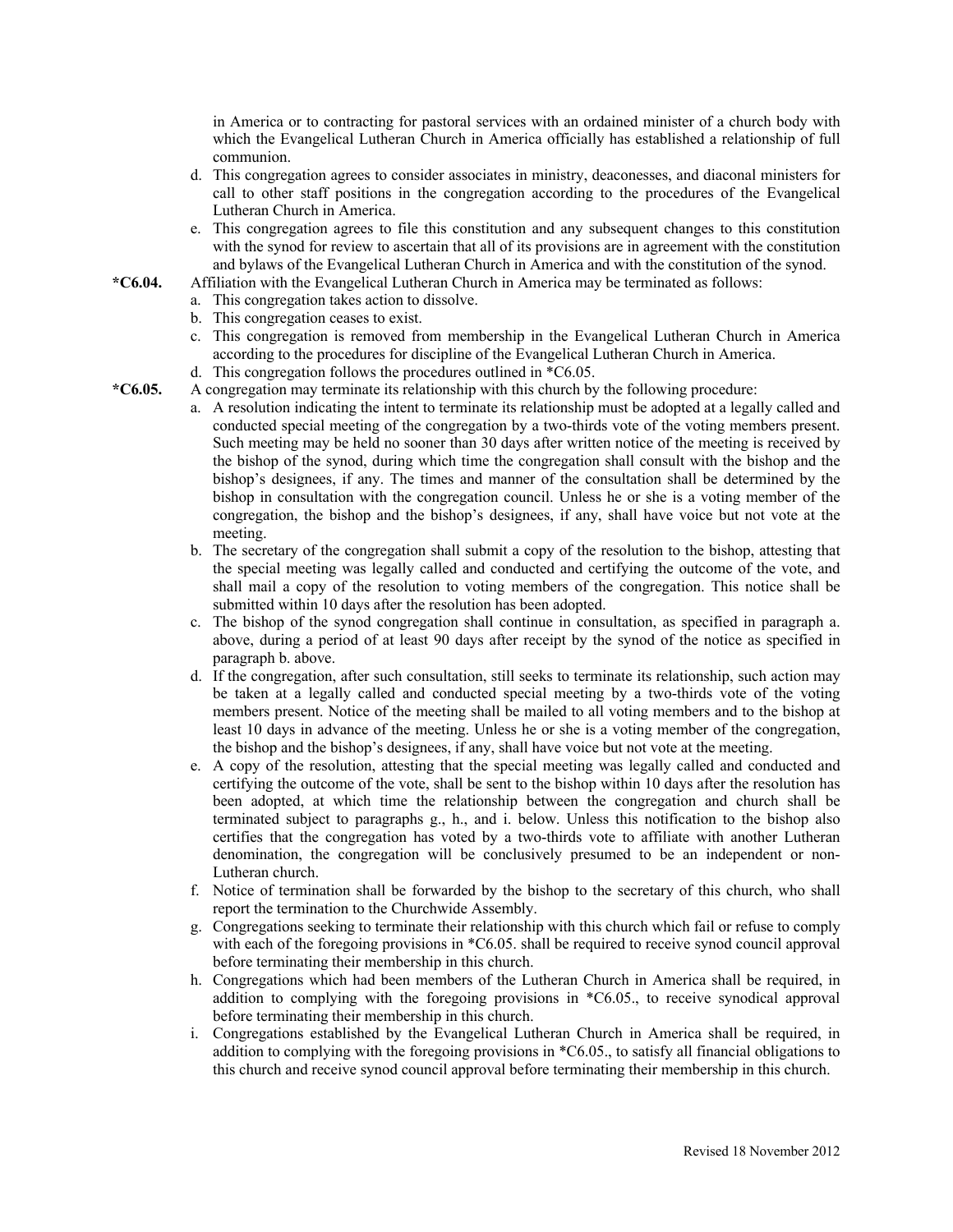in America or to contracting for pastoral services with an ordained minister of a church body with which the Evangelical Lutheran Church in America officially has established a relationship of full communion.

d. This congregation agrees to consider associates in ministry, deaconesses, and diaconal ministers for call to other staff positions in the congregation according to the procedures of the Evangelical Lutheran Church in America.

e. This congregation agrees to file this constitution and any subsequent changes to this constitution with the synod for review to ascertain that all of its provisions are in agreement with the constitution and bylaws of the Evangelical Lutheran Church in America and with the constitution of the synod.

**\*C6.04.** Affiliation with the Evangelical Lutheran Church in America may be terminated as follows:

a. This congregation takes action to dissolve.

b. This congregation ceases to exist.

c. This congregation is removed from membership in the Evangelical Lutheran Church in America according to the procedures for discipline of the Evangelical Lutheran Church in America.

d. This congregation follows the procedures outlined in *C6.05.

**\*C6.05.** A congregation may terminate its relationship with this church by the following procedure:

a. A resolution indicating the intent to terminate its relationship must be adopted at a legally called and conducted special meeting of the congregation by a two-thirds vote of the voting members present. Such meeting may be held no sooner than 30 days after written notice of the meeting is received by the bishop of the synod, during which time the congregation shall consult with the bishop and the bishop's designees, if any. The times and manner of the consultation shall be determined by the bishop in consultation with the congregation council. Unless he or she is a voting member of the congregation, the bishop and the bishop's designees, if any, shall have voice but not vote at the meeting.

b. The secretary of the congregation shall submit a copy of the resolution to the bishop, attesting that the special meeting was legally called and conducted and certifying the outcome of the vote, and shall mail a copy of the resolution to voting members of the congregation. This notice shall be submitted within 10 days after the resolution has been adopted.

c. The bishop of the synod congregation shall continue in consultation, as specified in paragraph a. above, during a period of at least 90 days after receipt by the synod of the notice as specified in paragraph b. above.

d. If the congregation, after such consultation, still seeks to terminate its relationship, such action may be taken at a legally called and conducted special meeting by a two-thirds vote of the voting members present. Notice of the meeting shall be mailed to all voting members and to the bishop at least 10 days in advance of the meeting. Unless he or she is a voting member of the congregation, the bishop and the bishop's designees, if any, shall have voice but not vote at the meeting.

e. A copy of the resolution, attesting that the special meeting was legally called and conducted and certifying the outcome of the vote, shall be sent to the bishop within 10 days after the resolution has been adopted, at which time the relationship between the congregation and church shall be terminated subject to paragraphs g., h., and i. below. Unless this notification to the bishop also certifies that the congregation has voted by a two-thirds vote to affiliate with another Lutheran denomination, the congregation will be conclusively presumed to be an independent or non-Lutheran church.

f. Notice of termination shall be forwarded by the bishop to the secretary of this church, who shall report the termination to the Churchwide Assembly.

g. Congregations seeking to terminate their relationship with this church which fail or refuse to comply with each of the foregoing provisions in *C6.05. shall be required to receive synod council approval before terminating their membership in this church.

h. Congregations which had been members of the Lutheran Church in America shall be required, in addition to complying with the foregoing provisions in *C6.05., to receive synodical approval before terminating their membership in this church.

i. Congregations established by the Evangelical Lutheran Church in America shall be required, in addition to complying with the foregoing provisions in *C6.05., to satisfy all financial obligations to this church and receive synod council approval before terminating their membership in this church.

Revised 18 November 2012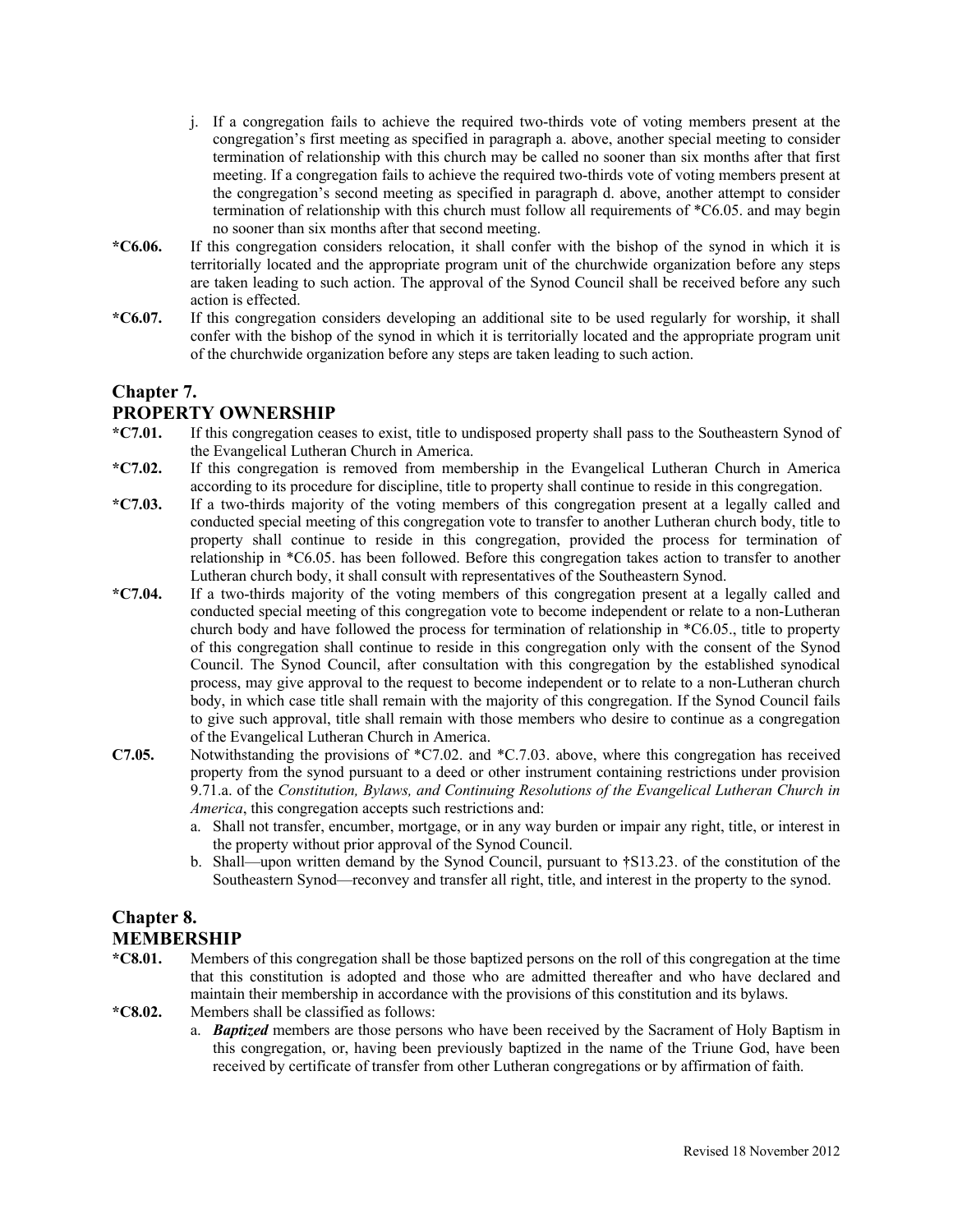j. If a congregation fails to achieve the required two-thirds vote of voting members present at the congregation's first meeting as specified in paragraph a. above, another special meeting to consider termination of relationship with this church may be called no sooner than six months after that first meeting. If a congregation fails to achieve the required two-thirds vote of voting members present at the congregation's second meeting as specified in paragraph d. above, another attempt to consider termination of relationship with this church must follow all requirements of *C6.05. and may begin no sooner than six months after that second meeting.

**\*C6.06.** If this congregation considers relocation, it shall confer with the bishop of the synod in which it is territorially located and the appropriate program unit of the churchwide organization before any steps are taken leading to such action. The approval of the Synod Council shall be received before any such action is effected.

**\*C6.07.** If this congregation considers developing an additional site to be used regularly for worship, it shall confer with the bishop of the synod in which it is territorially located and the appropriate program unit of the churchwide organization before any steps are taken leading to such action.

## Chapter 7.
## PROPERTY OWNERSHIP

**\*C7.01.** If this congregation ceases to exist, title to undisposed property shall pass to the Southeastern Synod of the Evangelical Lutheran Church in America.

**\*C7.02.** If this congregation is removed from membership in the Evangelical Lutheran Church in America according to its procedure for discipline, title to property shall continue to reside in this congregation.

**\*C7.03.** If a two-thirds majority of the voting members of this congregation present at a legally called and conducted special meeting of this congregation vote to transfer to another Lutheran church body, title to property shall continue to reside in this congregation, provided the process for termination of relationship in *C6.05. has been followed. Before this congregation takes action to transfer to another Lutheran church body, it shall consult with representatives of the Southeastern Synod.

**\*C7.04.** If a two-thirds majority of the voting members of this congregation present at a legally called and conducted special meeting of this congregation vote to become independent or relate to a non-Lutheran church body and have followed the process for termination of relationship in *C6.05., title to property of this congregation shall continue to reside in this congregation only with the consent of the Synod Council. The Synod Council, after consultation with this congregation by the established synodical process, may give approval to the request to become independent or to relate to a non-Lutheran church body, in which case title shall remain with the majority of this congregation. If the Synod Council fails to give such approval, title shall remain with those members who desire to continue as a congregation of the Evangelical Lutheran Church in America.

**C7.05.** Notwithstanding the provisions of *C7.02. and *C.7.03. above, where this congregation has received property from the synod pursuant to a deed or other instrument containing restrictions under provision 9.71.a. of the *Constitution, Bylaws, and Continuing Resolutions of the Evangelical Lutheran Church in America*, this congregation accepts such restrictions and:

a. Shall not transfer, encumber, mortgage, or in any way burden or impair any right, title, or interest in the property without prior approval of the Synod Council.

b. Shall—upon written demand by the Synod Council, pursuant to †S13.23. of the constitution of the Southeastern Synod—reconvey and transfer all right, title, and interest in the property to the synod.

## Chapter 8.
## MEMBERSHIP

**\*C8.01.** Members of this congregation shall be those baptized persons on the roll of this congregation at the time that this constitution is adopted and those who are admitted thereafter and who have declared and maintain their membership in accordance with the provisions of this constitution and its bylaws.

**\*C8.02.** Members shall be classified as follows:

a. ***Baptized*** members are those persons who have been received by the Sacrament of Holy Baptism in this congregation, or, having been previously baptized in the name of the Triune God, have been received by certificate of transfer from other Lutheran congregations or by affirmation of faith.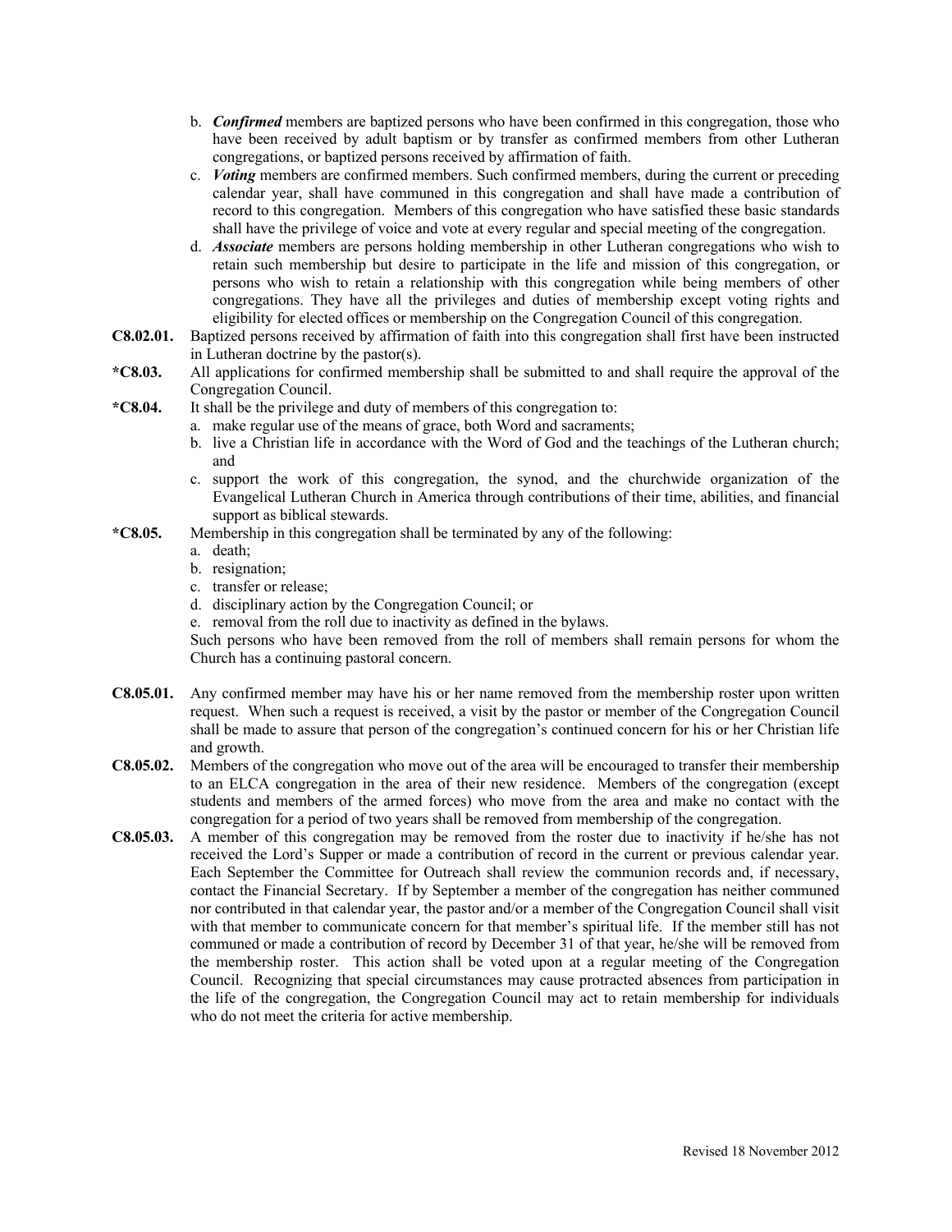b. ***Confirmed*** members are baptized persons who have been confirmed in this congregation, those who have been received by adult baptism or by transfer as confirmed members from other Lutheran congregations, or baptized persons received by affirmation of faith.

c. ***Voting*** members are confirmed members. Such confirmed members, during the current or preceding calendar year, shall have communed in this congregation and shall have made a contribution of record to this congregation. Members of this congregation who have satisfied these basic standards shall have the privilege of voice and vote at every regular and special meeting of the congregation.

d. ***Associate*** members are persons holding membership in other Lutheran congregations who wish to retain such membership but desire to participate in the life and mission of this congregation, or persons who wish to retain a relationship with this congregation while being members of other congregations. They have all the privileges and duties of membership except voting rights and eligibility for elected offices or membership on the Congregation Council of this congregation.

**C8.02.01.** Baptized persons received by affirmation of faith into this congregation shall first have been instructed in Lutheran doctrine by the pastor(s).

***C8.03.** All applications for confirmed membership shall be submitted to and shall require the approval of the Congregation Council.

***C8.04.** It shall be the privilege and duty of members of this congregation to:

a. make regular use of the means of grace, both Word and sacraments;
b. live a Christian life in accordance with the Word of God and the teachings of the Lutheran church; and
c. support the work of this congregation, the synod, and the churchwide organization of the Evangelical Lutheran Church in America through contributions of their time, abilities, and financial support as biblical stewards.

***C8.05.** Membership in this congregation shall be terminated by any of the following:

a. death;
b. resignation;
c. transfer or release;
d. disciplinary action by the Congregation Council; or
e. removal from the roll due to inactivity as defined in the bylaws.

Such persons who have been removed from the roll of members shall remain persons for whom the Church has a continuing pastoral concern.

**C8.05.01.** Any confirmed member may have his or her name removed from the membership roster upon written request. When such a request is received, a visit by the pastor or member of the Congregation Council shall be made to assure that person of the congregation's continued concern for his or her Christian life and growth.

**C8.05.02.** Members of the congregation who move out of the area will be encouraged to transfer their membership to an ELCA congregation in the area of their new residence. Members of the congregation (except students and members of the armed forces) who move from the area and make no contact with the congregation for a period of two years shall be removed from membership of the congregation.

**C8.05.03.** A member of this congregation may be removed from the roster due to inactivity if he/she has not received the Lord's Supper or made a contribution of record in the current or previous calendar year. Each September the Committee for Outreach shall review the communion records and, if necessary, contact the Financial Secretary. If by September a member of the congregation has neither communed nor contributed in that calendar year, the pastor and/or a member of the Congregation Council shall visit with that member to communicate concern for that member's spiritual life. If the member still has not communed or made a contribution of record by December 31 of that year, he/she will be removed from the membership roster. This action shall be voted upon at a regular meeting of the Congregation Council. Recognizing that special circumstances may cause protracted absences from participation in the life of the congregation, the Congregation Council may act to retain membership for individuals who do not meet the criteria for active membership.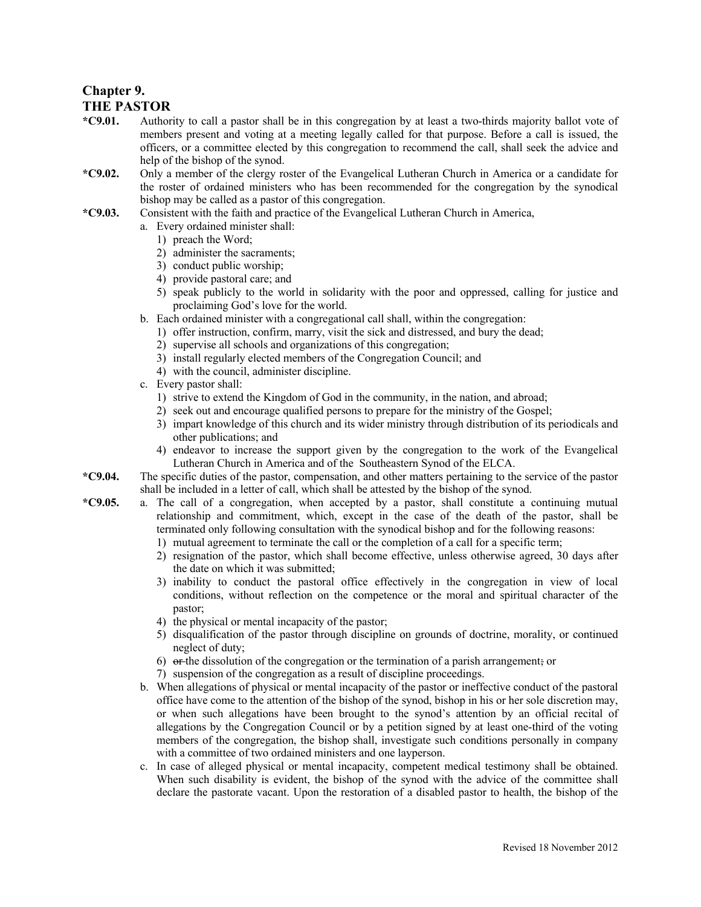## Chapter 9.
## THE PASTOR

**\*C9.01.** Authority to call a pastor shall be in this congregation by at least a two-thirds majority ballot vote of members present and voting at a meeting legally called for that purpose. Before a call is issued, the officers, or a committee elected by this congregation to recommend the call, shall seek the advice and help of the bishop of the synod.

**\*C9.02.** Only a member of the clergy roster of the Evangelical Lutheran Church in America or a candidate for the roster of ordained ministers who has been recommended for the congregation by the synodical bishop may be called as a pastor of this congregation.

**\*C9.03.** Consistent with the faith and practice of the Evangelical Lutheran Church in America,

a. Every ordained minister shall:
   1) preach the Word;
   2) administer the sacraments;
   3) conduct public worship;
   4) provide pastoral care; and
   5) speak publicly to the world in solidarity with the poor and oppressed, calling for justice and proclaiming God's love for the world.

b. Each ordained minister with a congregational call shall, within the congregation:
   1) offer instruction, confirm, marry, visit the sick and distressed, and bury the dead;
   2) supervise all schools and organizations of this congregation;
   3) install regularly elected members of the Congregation Council; and
   4) with the council, administer discipline.

c. Every pastor shall:
   1) strive to extend the Kingdom of God in the community, in the nation, and abroad;
   2) seek out and encourage qualified persons to prepare for the ministry of the Gospel;
   3) impart knowledge of this church and its wider ministry through distribution of its periodicals and other publications; and
   4) endeavor to increase the support given by the congregation to the work of the Evangelical Lutheran Church in America and of the Southeastern Synod of the ELCA.

**\*C9.04.** The specific duties of the pastor, compensation, and other matters pertaining to the service of the pastor shall be included in a letter of call, which shall be attested by the bishop of the synod.

**\*C9.05.**

a. The call of a congregation, when accepted by a pastor, shall constitute a continuing mutual relationship and commitment, which, except in the case of the death of the pastor, shall be terminated only following consultation with the synodical bishop and for the following reasons:
   1) mutual agreement to terminate the call or the completion of a call for a specific term;
   2) resignation of the pastor, which shall become effective, unless otherwise agreed, 30 days after the date on which it was submitted;
   3) inability to conduct the pastoral office effectively in the congregation in view of local conditions, without reflection on the competence or the moral and spiritual character of the pastor;
   4) the physical or mental incapacity of the pastor;
   5) disqualification of the pastor through discipline on grounds of doctrine, morality, or continued neglect of duty;
   6) ~~or~~ the dissolution of the congregation or the termination of a parish arrangement~~;~~ or
   7) suspension of the congregation as a result of discipline proceedings.

b. When allegations of physical or mental incapacity of the pastor or ineffective conduct of the pastoral office have come to the attention of the bishop of the synod, bishop in his or her sole discretion may, or when such allegations have been brought to the synod's attention by an official recital of allegations by the Congregation Council or by a petition signed by at least one-third of the voting members of the congregation, the bishop shall, investigate such conditions personally in company with a committee of two ordained ministers and one layperson.

c. In case of alleged physical or mental incapacity, competent medical testimony shall be obtained. When such disability is evident, the bishop of the synod with the advice of the committee shall declare the pastorate vacant. Upon the restoration of a disabled pastor to health, the bishop of the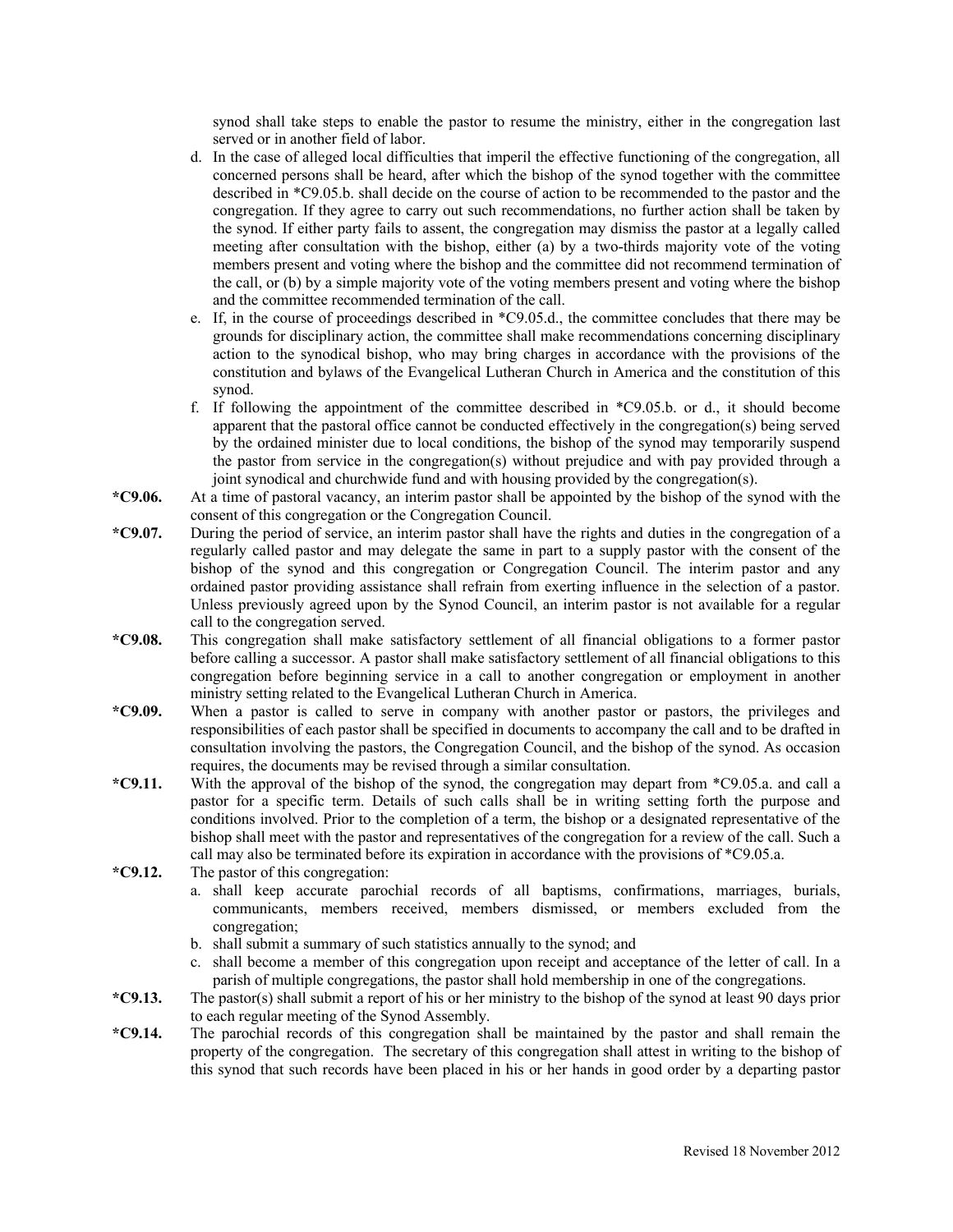synod shall take steps to enable the pastor to resume the ministry, either in the congregation last served or in another field of labor.

d. In the case of alleged local difficulties that imperil the effective functioning of the congregation, all concerned persons shall be heard, after which the bishop of the synod together with the committee described in *C9.05.b. shall decide on the course of action to be recommended to the pastor and the congregation. If they agree to carry out such recommendations, no further action shall be taken by the synod. If either party fails to assent, the congregation may dismiss the pastor at a legally called meeting after consultation with the bishop, either (a) by a two-thirds majority vote of the voting members present and voting where the bishop and the committee did not recommend termination of the call, or (b) by a simple majority vote of the voting members present and voting where the bishop and the committee recommended termination of the call.

e. If, in the course of proceedings described in *C9.05.d., the committee concludes that there may be grounds for disciplinary action, the committee shall make recommendations concerning disciplinary action to the synodical bishop, who may bring charges in accordance with the provisions of the constitution and bylaws of the Evangelical Lutheran Church in America and the constitution of this synod.

f. If following the appointment of the committee described in *C9.05.b. or d., it should become apparent that the pastoral office cannot be conducted effectively in the congregation(s) being served by the ordained minister due to local conditions, the bishop of the synod may temporarily suspend the pastor from service in the congregation(s) without prejudice and with pay provided through a joint synodical and churchwide fund and with housing provided by the congregation(s).

**\*C9.06.** At a time of pastoral vacancy, an interim pastor shall be appointed by the bishop of the synod with the consent of this congregation or the Congregation Council.

**\*C9.07.** During the period of service, an interim pastor shall have the rights and duties in the congregation of a regularly called pastor and may delegate the same in part to a supply pastor with the consent of the bishop of the synod and this congregation or Congregation Council. The interim pastor and any ordained pastor providing assistance shall refrain from exerting influence in the selection of a pastor. Unless previously agreed upon by the Synod Council, an interim pastor is not available for a regular call to the congregation served.

**\*C9.08.** This congregation shall make satisfactory settlement of all financial obligations to a former pastor before calling a successor. A pastor shall make satisfactory settlement of all financial obligations to this congregation before beginning service in a call to another congregation or employment in another ministry setting related to the Evangelical Lutheran Church in America.

**\*C9.09.** When a pastor is called to serve in company with another pastor or pastors, the privileges and responsibilities of each pastor shall be specified in documents to accompany the call and to be drafted in consultation involving the pastors, the Congregation Council, and the bishop of the synod. As occasion requires, the documents may be revised through a similar consultation.

**\*C9.11.** With the approval of the bishop of the synod, the congregation may depart from *C9.05.a. and call a pastor for a specific term. Details of such calls shall be in writing setting forth the purpose and conditions involved. Prior to the completion of a term, the bishop or a designated representative of the bishop shall meet with the pastor and representatives of the congregation for a review of the call. Such a call may also be terminated before its expiration in accordance with the provisions of *C9.05.a.

**\*C9.12.** The pastor of this congregation:

a. shall keep accurate parochial records of all baptisms, confirmations, marriages, burials, communicants, members received, members dismissed, or members excluded from the congregation;

b. shall submit a summary of such statistics annually to the synod; and

c. shall become a member of this congregation upon receipt and acceptance of the letter of call. In a parish of multiple congregations, the pastor shall hold membership in one of the congregations.

**\*C9.13.** The pastor(s) shall submit a report of his or her ministry to the bishop of the synod at least 90 days prior to each regular meeting of the Synod Assembly.

**\*C9.14.** The parochial records of this congregation shall be maintained by the pastor and shall remain the property of the congregation. The secretary of this congregation shall attest in writing to the bishop of this synod that such records have been placed in his or her hands in good order by a departing pastor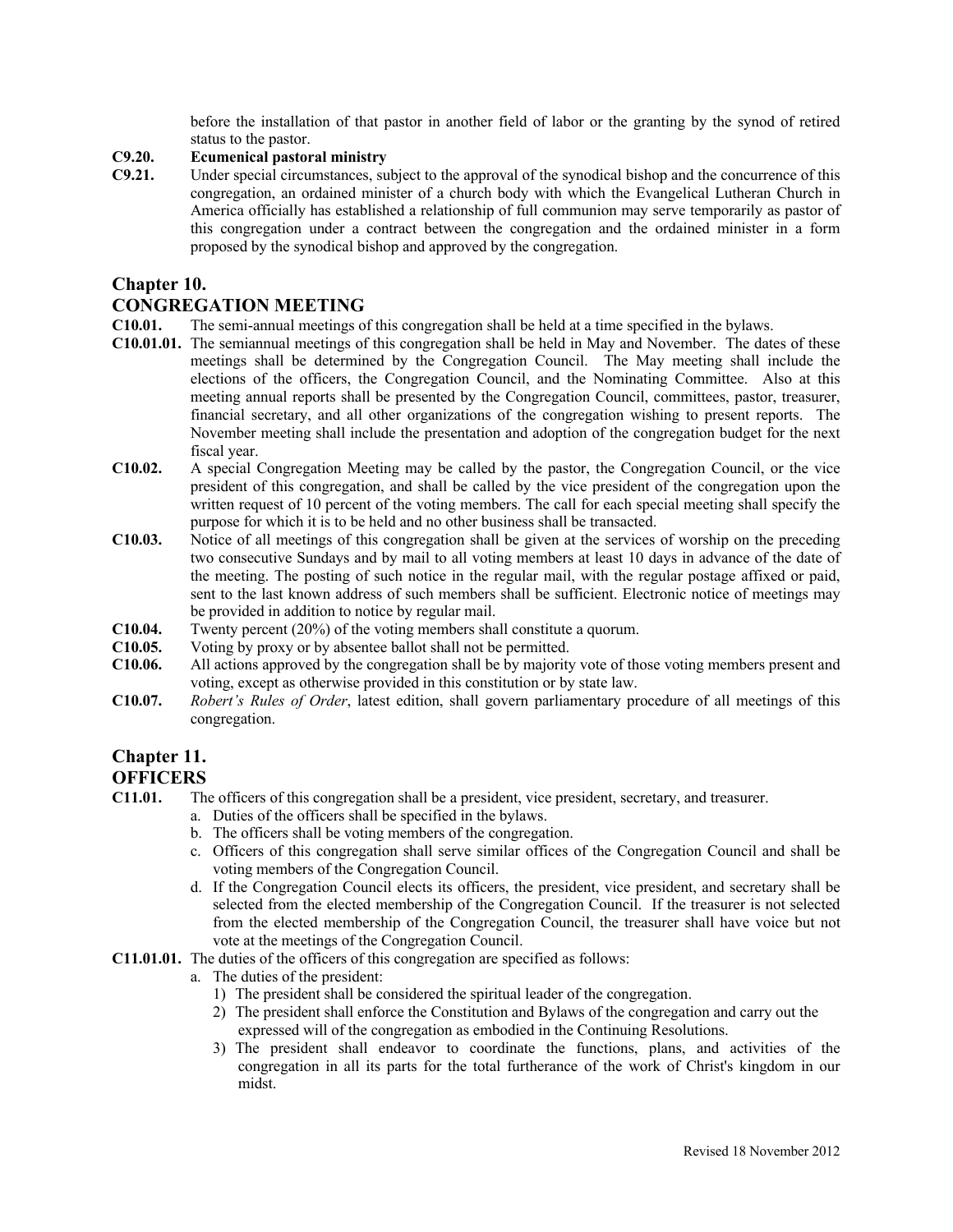before the installation of that pastor in another field of labor or the granting by the synod of retired status to the pastor.

**C9.20. Ecumenical pastoral ministry**

**C9.21.** Under special circumstances, subject to the approval of the synodical bishop and the concurrence of this congregation, an ordained minister of a church body with which the Evangelical Lutheran Church in America officially has established a relationship of full communion may serve temporarily as pastor of this congregation under a contract between the congregation and the ordained minister in a form proposed by the synodical bishop and approved by the congregation.

## Chapter 10.
## CONGREGATION MEETING

**C10.01.** The semi-annual meetings of this congregation shall be held at a time specified in the bylaws.

**C10.01.01.** The semiannual meetings of this congregation shall be held in May and November. The dates of these meetings shall be determined by the Congregation Council. The May meeting shall include the elections of the officers, the Congregation Council, and the Nominating Committee. Also at this meeting annual reports shall be presented by the Congregation Council, committees, pastor, treasurer, financial secretary, and all other organizations of the congregation wishing to present reports. The November meeting shall include the presentation and adoption of the congregation budget for the next fiscal year.

**C10.02.** A special Congregation Meeting may be called by the pastor, the Congregation Council, or the vice president of this congregation, and shall be called by the vice president of the congregation upon the written request of 10 percent of the voting members. The call for each special meeting shall specify the purpose for which it is to be held and no other business shall be transacted.

**C10.03.** Notice of all meetings of this congregation shall be given at the services of worship on the preceding two consecutive Sundays and by mail to all voting members at least 10 days in advance of the date of the meeting. The posting of such notice in the regular mail, with the regular postage affixed or paid, sent to the last known address of such members shall be sufficient. Electronic notice of meetings may be provided in addition to notice by regular mail.

**C10.04.** Twenty percent (20%) of the voting members shall constitute a quorum.

**C10.05.** Voting by proxy or by absentee ballot shall not be permitted.

**C10.06.** All actions approved by the congregation shall be by majority vote of those voting members present and voting, except as otherwise provided in this constitution or by state law.

**C10.07.** *Robert's Rules of Order*, latest edition, shall govern parliamentary procedure of all meetings of this congregation.

## Chapter 11.
## OFFICERS

**C11.01.** The officers of this congregation shall be a president, vice president, secretary, and treasurer.

a. Duties of the officers shall be specified in the bylaws.
b. The officers shall be voting members of the congregation.
c. Officers of this congregation shall serve similar offices of the Congregation Council and shall be voting members of the Congregation Council.
d. If the Congregation Council elects its officers, the president, vice president, and secretary shall be selected from the elected membership of the Congregation Council. If the treasurer is not selected from the elected membership of the Congregation Council, the treasurer shall have voice but not vote at the meetings of the Congregation Council.

**C11.01.01.** The duties of the officers of this congregation are specified as follows:

a. The duties of the president:
   1) The president shall be considered the spiritual leader of the congregation.
   2) The president shall enforce the Constitution and Bylaws of the congregation and carry out the expressed will of the congregation as embodied in the Continuing Resolutions.
   3) The president shall endeavor to coordinate the functions, plans, and activities of the congregation in all its parts for the total furtherance of the work of Christ's kingdom in our midst.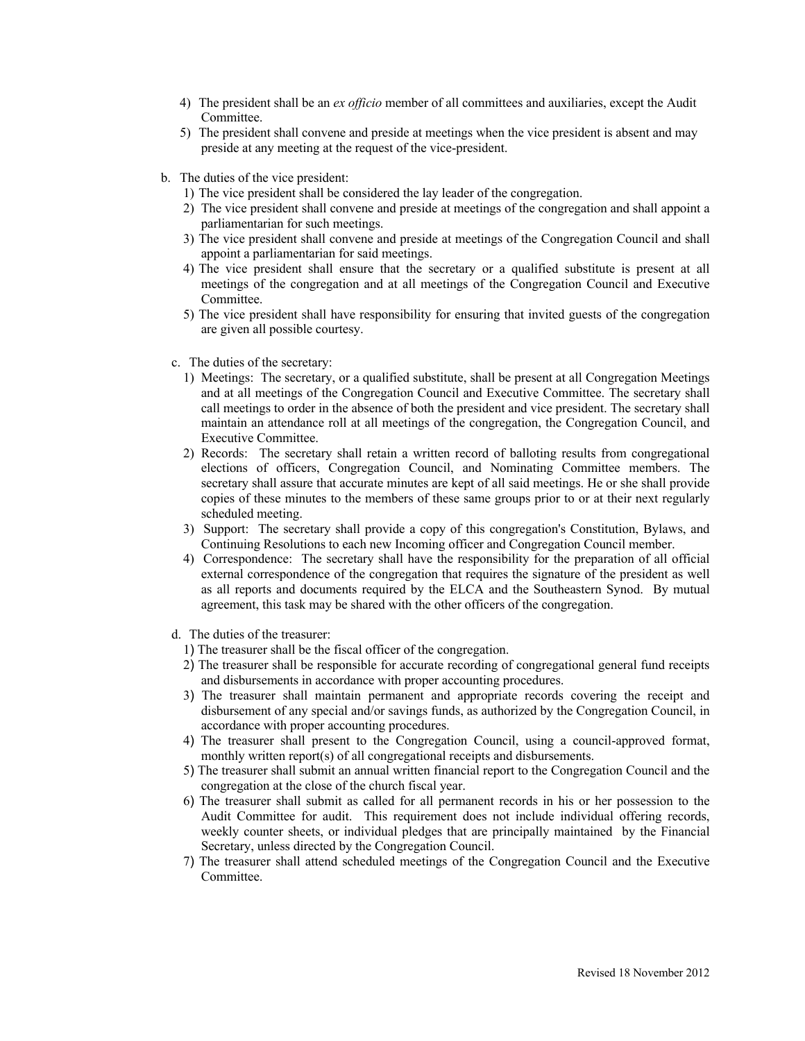4) The president shall be an *ex officio* member of all committees and auxiliaries, except the Audit Committee.
5) The president shall convene and preside at meetings when the vice president is absent and may preside at any meeting at the request of the vice-president.

b. The duties of the vice president:
   1) The vice president shall be considered the lay leader of the congregation.
   2) The vice president shall convene and preside at meetings of the congregation and shall appoint a parliamentarian for such meetings.
   3) The vice president shall convene and preside at meetings of the Congregation Council and shall appoint a parliamentarian for said meetings.
   4) The vice president shall ensure that the secretary or a qualified substitute is present at all meetings of the congregation and at all meetings of the Congregation Council and Executive Committee.
   5) The vice president shall have responsibility for ensuring that invited guests of the congregation are given all possible courtesy.

c. The duties of the secretary:
   1) Meetings: The secretary, or a qualified substitute, shall be present at all Congregation Meetings and at all meetings of the Congregation Council and Executive Committee. The secretary shall call meetings to order in the absence of both the president and vice president. The secretary shall maintain an attendance roll at all meetings of the congregation, the Congregation Council, and Executive Committee.
   2) Records: The secretary shall retain a written record of balloting results from congregational elections of officers, Congregation Council, and Nominating Committee members. The secretary shall assure that accurate minutes are kept of all said meetings. He or she shall provide copies of these minutes to the members of these same groups prior to or at their next regularly scheduled meeting.
   3) Support: The secretary shall provide a copy of this congregation's Constitution, Bylaws, and Continuing Resolutions to each new Incoming officer and Congregation Council member.
   4) Correspondence: The secretary shall have the responsibility for the preparation of all official external correspondence of the congregation that requires the signature of the president as well as all reports and documents required by the ELCA and the Southeastern Synod. By mutual agreement, this task may be shared with the other officers of the congregation.

d. The duties of the treasurer:
   1) The treasurer shall be the fiscal officer of the congregation.
   2) The treasurer shall be responsible for accurate recording of congregational general fund receipts and disbursements in accordance with proper accounting procedures.
   3) The treasurer shall maintain permanent and appropriate records covering the receipt and disbursement of any special and/or savings funds, as authorized by the Congregation Council, in accordance with proper accounting procedures.
   4) The treasurer shall present to the Congregation Council, using a council-approved format, monthly written report(s) of all congregational receipts and disbursements.
   5) The treasurer shall submit an annual written financial report to the Congregation Council and the congregation at the close of the church fiscal year.
   6) The treasurer shall submit as called for all permanent records in his or her possession to the Audit Committee for audit. This requirement does not include individual offering records, weekly counter sheets, or individual pledges that are principally maintained by the Financial Secretary, unless directed by the Congregation Council.
   7) The treasurer shall attend scheduled meetings of the Congregation Council and the Executive Committee.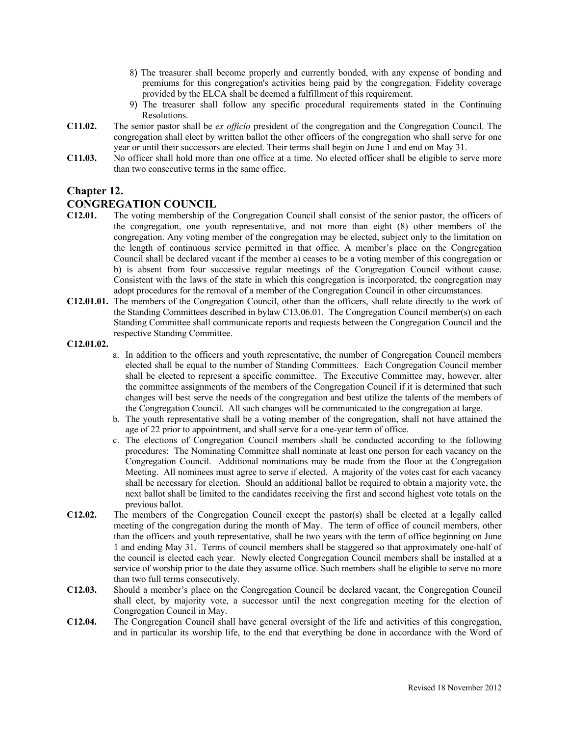8) The treasurer shall become properly and currently bonded, with any expense of bonding and premiums for this congregation's activities being paid by the congregation. Fidelity coverage provided by the ELCA shall be deemed a fulfillment of this requirement.

9) The treasurer shall follow any specific procedural requirements stated in the Continuing Resolutions.

**C11.02.** The senior pastor shall be *ex officio* president of the congregation and the Congregation Council. The congregation shall elect by written ballot the other officers of the congregation who shall serve for one year or until their successors are elected. Their terms shall begin on June 1 and end on May 31.

**C11.03.** No officer shall hold more than one office at a time. No elected officer shall be eligible to serve more than two consecutive terms in the same office.

## Chapter 12.

## CONGREGATION COUNCIL

**C12.01.** The voting membership of the Congregation Council shall consist of the senior pastor, the officers of the congregation, one youth representative, and not more than eight (8) other members of the congregation. Any voting member of the congregation may be elected, subject only to the limitation on the length of continuous service permitted in that office. A member's place on the Congregation Council shall be declared vacant if the member a) ceases to be a voting member of this congregation or b) is absent from four successive regular meetings of the Congregation Council without cause. Consistent with the laws of the state in which this congregation is incorporated, the congregation may adopt procedures for the removal of a member of the Congregation Council in other circumstances.

**C12.01.01.** The members of the Congregation Council, other than the officers, shall relate directly to the work of the Standing Committees described in bylaw C13.06.01. The Congregation Council member(s) on each Standing Committee shall communicate reports and requests between the Congregation Council and the respective Standing Committee.

**C12.01.02.**

a. In addition to the officers and youth representative, the number of Congregation Council members elected shall be equal to the number of Standing Committees. Each Congregation Council member shall be elected to represent a specific committee. The Executive Committee may, however, alter the committee assignments of the members of the Congregation Council if it is determined that such changes will best serve the needs of the congregation and best utilize the talents of the members of the Congregation Council. All such changes will be communicated to the congregation at large.

b. The youth representative shall be a voting member of the congregation, shall not have attained the age of 22 prior to appointment, and shall serve for a one-year term of office.

c. The elections of Congregation Council members shall be conducted according to the following procedures: The Nominating Committee shall nominate at least one person for each vacancy on the Congregation Council. Additional nominations may be made from the floor at the Congregation Meeting. All nominees must agree to serve if elected. A majority of the votes cast for each vacancy shall be necessary for election. Should an additional ballot be required to obtain a majority vote, the next ballot shall be limited to the candidates receiving the first and second highest vote totals on the previous ballot.

**C12.02.** The members of the Congregation Council except the pastor(s) shall be elected at a legally called meeting of the congregation during the month of May. The term of office of council members, other than the officers and youth representative, shall be two years with the term of office beginning on June 1 and ending May 31. Terms of council members shall be staggered so that approximately one-half of the council is elected each year. Newly elected Congregation Council members shall be installed at a service of worship prior to the date they assume office. Such members shall be eligible to serve no more than two full terms consecutively.

**C12.03.** Should a member's place on the Congregation Council be declared vacant, the Congregation Council shall elect, by majority vote, a successor until the next congregation meeting for the election of Congregation Council in May.

**C12.04.** The Congregation Council shall have general oversight of the life and activities of this congregation, and in particular its worship life, to the end that everything be done in accordance with the Word of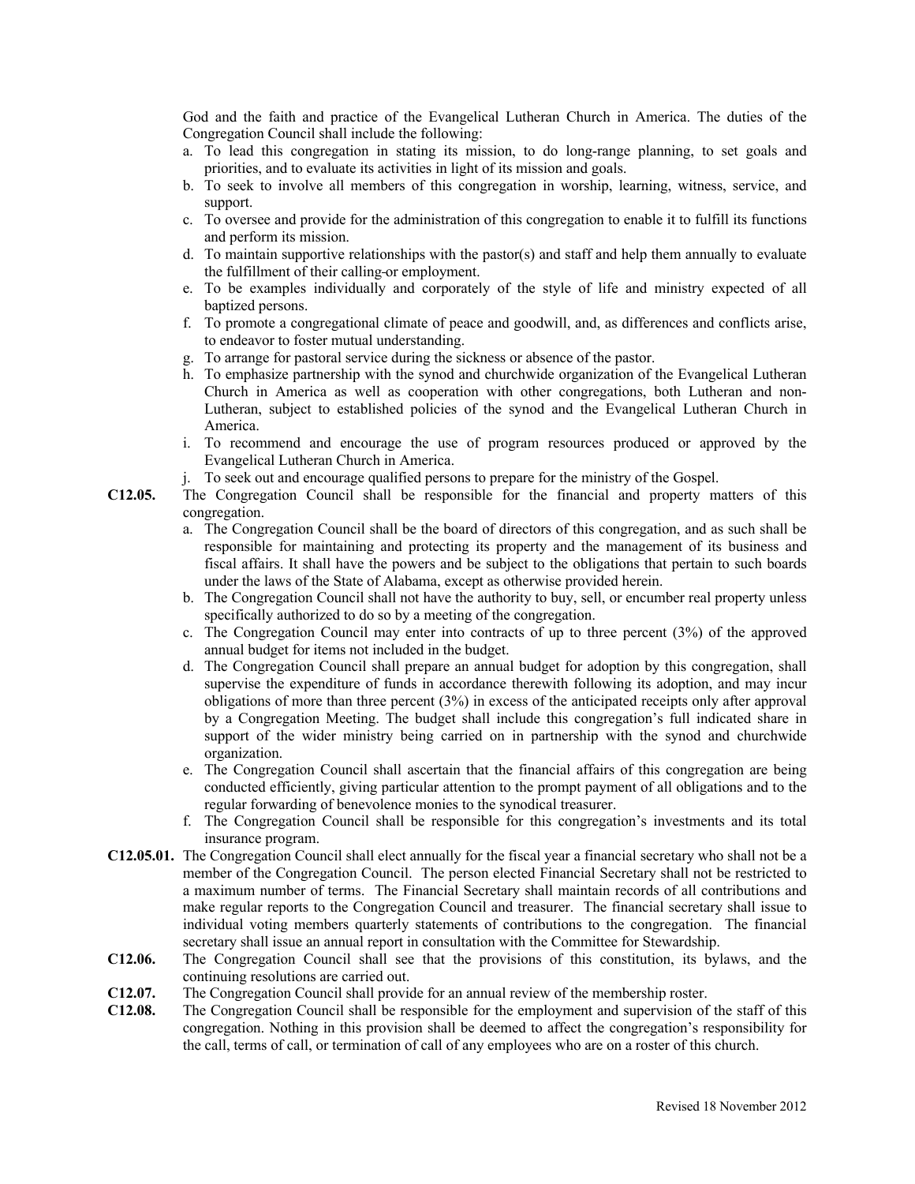God and the faith and practice of the Evangelical Lutheran Church in America. The duties of the Congregation Council shall include the following:

a. To lead this congregation in stating its mission, to do long-range planning, to set goals and priorities, and to evaluate its activities in light of its mission and goals.
b. To seek to involve all members of this congregation in worship, learning, witness, service, and support.
c. To oversee and provide for the administration of this congregation to enable it to fulfill its functions and perform its mission.
d. To maintain supportive relationships with the pastor(s) and staff and help them annually to evaluate the fulfillment of their calling or employment.
e. To be examples individually and corporately of the style of life and ministry expected of all baptized persons.
f. To promote a congregational climate of peace and goodwill, and, as differences and conflicts arise, to endeavor to foster mutual understanding.
g. To arrange for pastoral service during the sickness or absence of the pastor.
h. To emphasize partnership with the synod and churchwide organization of the Evangelical Lutheran Church in America as well as cooperation with other congregations, both Lutheran and non-Lutheran, subject to established policies of the synod and the Evangelical Lutheran Church in America.
i. To recommend and encourage the use of program resources produced or approved by the Evangelical Lutheran Church in America.
j. To seek out and encourage qualified persons to prepare for the ministry of the Gospel.

**C12.05.** The Congregation Council shall be responsible for the financial and property matters of this congregation.

a. The Congregation Council shall be the board of directors of this congregation, and as such shall be responsible for maintaining and protecting its property and the management of its business and fiscal affairs. It shall have the powers and be subject to the obligations that pertain to such boards under the laws of the State of Alabama, except as otherwise provided herein.
b. The Congregation Council shall not have the authority to buy, sell, or encumber real property unless specifically authorized to do so by a meeting of the congregation.
c. The Congregation Council may enter into contracts of up to three percent (3%) of the approved annual budget for items not included in the budget.
d. The Congregation Council shall prepare an annual budget for adoption by this congregation, shall supervise the expenditure of funds in accordance therewith following its adoption, and may incur obligations of more than three percent (3%) in excess of the anticipated receipts only after approval by a Congregation Meeting. The budget shall include this congregation's full indicated share in support of the wider ministry being carried on in partnership with the synod and churchwide organization.
e. The Congregation Council shall ascertain that the financial affairs of this congregation are being conducted efficiently, giving particular attention to the prompt payment of all obligations and to the regular forwarding of benevolence monies to the synodical treasurer.
f. The Congregation Council shall be responsible for this congregation's investments and its total insurance program.

**C12.05.01.** The Congregation Council shall elect annually for the fiscal year a financial secretary who shall not be a member of the Congregation Council. The person elected Financial Secretary shall not be restricted to a maximum number of terms. The Financial Secretary shall maintain records of all contributions and make regular reports to the Congregation Council and treasurer. The financial secretary shall issue to individual voting members quarterly statements of contributions to the congregation. The financial secretary shall issue an annual report in consultation with the Committee for Stewardship.

**C12.06.** The Congregation Council shall see that the provisions of this constitution, its bylaws, and the continuing resolutions are carried out.

**C12.07.** The Congregation Council shall provide for an annual review of the membership roster.

**C12.08.** The Congregation Council shall be responsible for the employment and supervision of the staff of this congregation. Nothing in this provision shall be deemed to affect the congregation's responsibility for the call, terms of call, or termination of call of any employees who are on a roster of this church.

Revised 18 November 2012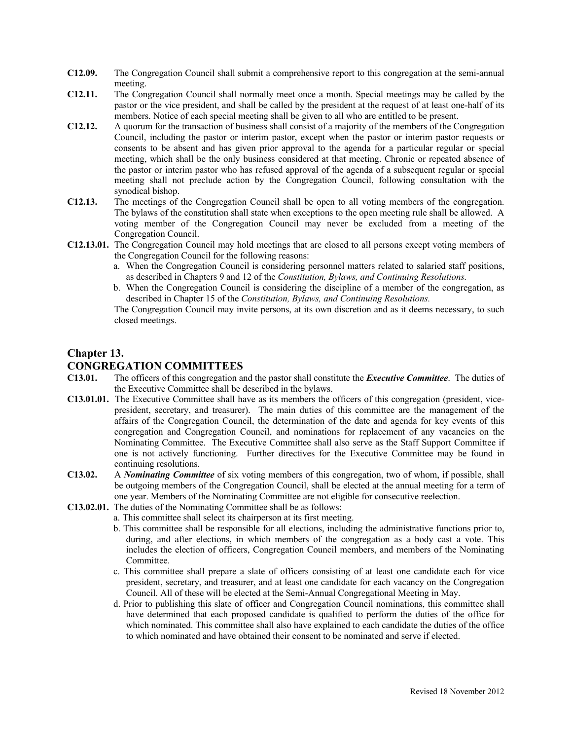**C12.09.** The Congregation Council shall submit a comprehensive report to this congregation at the semi-annual meeting.

**C12.11.** The Congregation Council shall normally meet once a month. Special meetings may be called by the pastor or the vice president, and shall be called by the president at the request of at least one-half of its members. Notice of each special meeting shall be given to all who are entitled to be present.

**C12.12.** A quorum for the transaction of business shall consist of a majority of the members of the Congregation Council, including the pastor or interim pastor, except when the pastor or interim pastor requests or consents to be absent and has given prior approval to the agenda for a particular regular or special meeting, which shall be the only business considered at that meeting. Chronic or repeated absence of the pastor or interim pastor who has refused approval of the agenda of a subsequent regular or special meeting shall not preclude action by the Congregation Council, following consultation with the synodical bishop.

**C12.13.** The meetings of the Congregation Council shall be open to all voting members of the congregation. The bylaws of the constitution shall state when exceptions to the open meeting rule shall be allowed. A voting member of the Congregation Council may never be excluded from a meeting of the Congregation Council.

**C12.13.01.** The Congregation Council may hold meetings that are closed to all persons except voting members of the Congregation Council for the following reasons:

a. When the Congregation Council is considering personnel matters related to salaried staff positions, as described in Chapters 9 and 12 of the *Constitution, Bylaws, and Continuing Resolutions.*

b. When the Congregation Council is considering the discipline of a member of the congregation, as described in Chapter 15 of the *Constitution, Bylaws, and Continuing Resolutions.*

The Congregation Council may invite persons, at its own discretion and as it deems necessary, to such closed meetings.

## Chapter 13.
## CONGREGATION COMMITTEES

**C13.01.** The officers of this congregation and the pastor shall constitute the ***Executive Committee***. The duties of the Executive Committee shall be described in the bylaws.

**C13.01.01.** The Executive Committee shall have as its members the officers of this congregation (president, vice-president, secretary, and treasurer). The main duties of this committee are the management of the affairs of the Congregation Council, the determination of the date and agenda for key events of this congregation and Congregation Council, and nominations for replacement of any vacancies on the Nominating Committee. The Executive Committee shall also serve as the Staff Support Committee if one is not actively functioning. Further directives for the Executive Committee may be found in continuing resolutions.

**C13.02.** A ***Nominating Committee*** of six voting members of this congregation, two of whom, if possible, shall be outgoing members of the Congregation Council, shall be elected at the annual meeting for a term of one year. Members of the Nominating Committee are not eligible for consecutive reelection.

**C13.02.01.** The duties of the Nominating Committee shall be as follows:

a. This committee shall select its chairperson at its first meeting.

b. This committee shall be responsible for all elections, including the administrative functions prior to, during, and after elections, in which members of the congregation as a body cast a vote. This includes the election of officers, Congregation Council members, and members of the Nominating Committee.

c. This committee shall prepare a slate of officers consisting of at least one candidate each for vice president, secretary, and treasurer, and at least one candidate for each vacancy on the Congregation Council. All of these will be elected at the Semi-Annual Congregational Meeting in May.

d. Prior to publishing this slate of officer and Congregation Council nominations, this committee shall have determined that each proposed candidate is qualified to perform the duties of the office for which nominated. This committee shall also have explained to each candidate the duties of the office to which nominated and have obtained their consent to be nominated and serve if elected.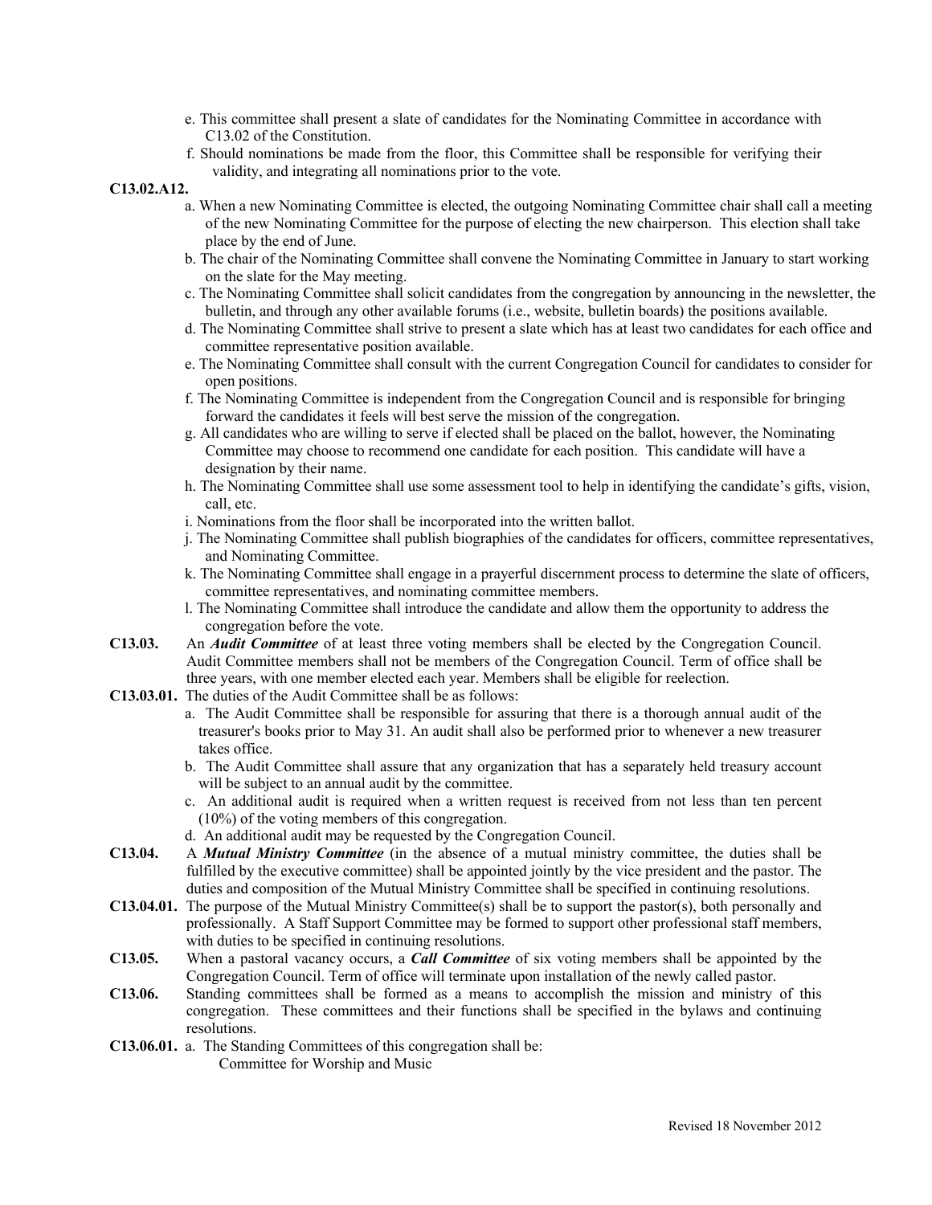e. This committee shall present a slate of candidates for the Nominating Committee in accordance with C13.02 of the Constitution.

f. Should nominations be made from the floor, this Committee shall be responsible for verifying their validity, and integrating all nominations prior to the vote.

**C13.02.A12.**

a. When a new Nominating Committee is elected, the outgoing Nominating Committee chair shall call a meeting of the new Nominating Committee for the purpose of electing the new chairperson. This election shall take place by the end of June.

b. The chair of the Nominating Committee shall convene the Nominating Committee in January to start working on the slate for the May meeting.

c. The Nominating Committee shall solicit candidates from the congregation by announcing in the newsletter, the bulletin, and through any other available forums (i.e., website, bulletin boards) the positions available.

d. The Nominating Committee shall strive to present a slate which has at least two candidates for each office and committee representative position available.

e. The Nominating Committee shall consult with the current Congregation Council for candidates to consider for open positions.

f. The Nominating Committee is independent from the Congregation Council and is responsible for bringing forward the candidates it feels will best serve the mission of the congregation.

g. All candidates who are willing to serve if elected shall be placed on the ballot, however, the Nominating Committee may choose to recommend one candidate for each position. This candidate will have a designation by their name.

h. The Nominating Committee shall use some assessment tool to help in identifying the candidate's gifts, vision, call, etc.

i. Nominations from the floor shall be incorporated into the written ballot.

j. The Nominating Committee shall publish biographies of the candidates for officers, committee representatives, and Nominating Committee.

k. The Nominating Committee shall engage in a prayerful discernment process to determine the slate of officers, committee representatives, and nominating committee members.

l. The Nominating Committee shall introduce the candidate and allow them the opportunity to address the congregation before the vote.

**C13.03.** An ***Audit Committee*** of at least three voting members shall be elected by the Congregation Council. Audit Committee members shall not be members of the Congregation Council. Term of office shall be three years, with one member elected each year. Members shall be eligible for reelection.

**C13.03.01.** The duties of the Audit Committee shall be as follows:

a. The Audit Committee shall be responsible for assuring that there is a thorough annual audit of the treasurer's books prior to May 31. An audit shall also be performed prior to whenever a new treasurer takes office.

b. The Audit Committee shall assure that any organization that has a separately held treasury account will be subject to an annual audit by the committee.

c. An additional audit is required when a written request is received from not less than ten percent (10%) of the voting members of this congregation.

d. An additional audit may be requested by the Congregation Council.

**C13.04.** A ***Mutual Ministry Committee*** (in the absence of a mutual ministry committee, the duties shall be fulfilled by the executive committee) shall be appointed jointly by the vice president and the pastor. The duties and composition of the Mutual Ministry Committee shall be specified in continuing resolutions.

**C13.04.01.** The purpose of the Mutual Ministry Committee(s) shall be to support the pastor(s), both personally and professionally. A Staff Support Committee may be formed to support other professional staff members, with duties to be specified in continuing resolutions.

**C13.05.** When a pastoral vacancy occurs, a ***Call Committee*** of six voting members shall be appointed by the Congregation Council. Term of office will terminate upon installation of the newly called pastor.

**C13.06.** Standing committees shall be formed as a means to accomplish the mission and ministry of this congregation. These committees and their functions shall be specified in the bylaws and continuing resolutions.

**C13.06.01.** a. The Standing Committees of this congregation shall be:

Committee for Worship and Music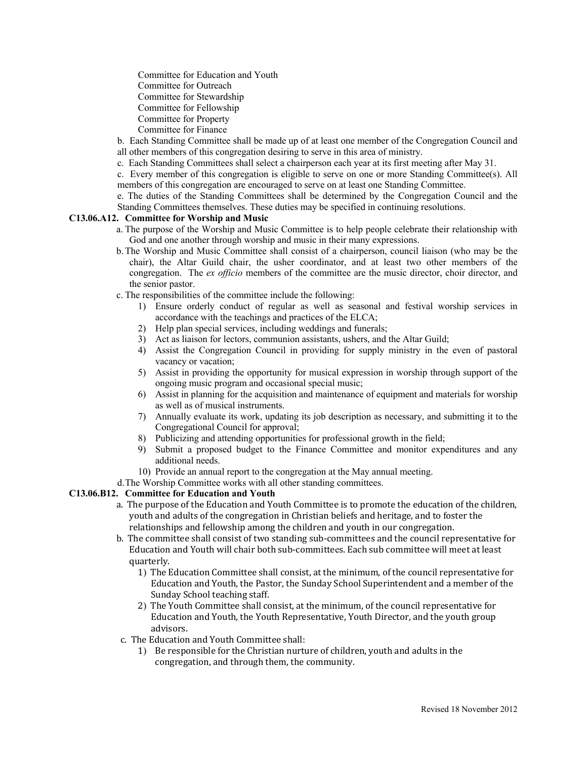Committee for Education and Youth
Committee for Outreach
Committee for Stewardship
Committee for Fellowship
Committee for Property
Committee for Finance

b. Each Standing Committee shall be made up of at least one member of the Congregation Council and all other members of this congregation desiring to serve in this area of ministry.

c. Each Standing Committees shall select a chairperson each year at its first meeting after May 31.

c. Every member of this congregation is eligible to serve on one or more Standing Committee(s). All members of this congregation are encouraged to serve on at least one Standing Committee.

e. The duties of the Standing Committees shall be determined by the Congregation Council and the Standing Committees themselves. These duties may be specified in continuing resolutions.

**C13.06.A12. Committee for Worship and Music**

a. The purpose of the Worship and Music Committee is to help people celebrate their relationship with God and one another through worship and music in their many expressions.

b. The Worship and Music Committee shall consist of a chairperson, council liaison (who may be the chair), the Altar Guild chair, the usher coordinator, and at least two other members of the congregation. The *ex officio* members of the committee are the music director, choir director, and the senior pastor.

c. The responsibilities of the committee include the following:

1) Ensure orderly conduct of regular as well as seasonal and festival worship services in accordance with the teachings and practices of the ELCA;
2) Help plan special services, including weddings and funerals;
3) Act as liaison for lectors, communion assistants, ushers, and the Altar Guild;
4) Assist the Congregation Council in providing for supply ministry in the even of pastoral vacancy or vacation;
5) Assist in providing the opportunity for musical expression in worship through support of the ongoing music program and occasional special music;
6) Assist in planning for the acquisition and maintenance of equipment and materials for worship as well as of musical instruments.
7) Annually evaluate its work, updating its job description as necessary, and submitting it to the Congregational Council for approval;
8) Publicizing and attending opportunities for professional growth in the field;
9) Submit a proposed budget to the Finance Committee and monitor expenditures and any additional needs.
10) Provide an annual report to the congregation at the May annual meeting.

d. The Worship Committee works with all other standing committees.

**C13.06.B12. Committee for Education and Youth**

a. The purpose of the Education and Youth Committee is to promote the education of the children, youth and adults of the congregation in Christian beliefs and heritage, and to foster the relationships and fellowship among the children and youth in our congregation.

b. The committee shall consist of two standing sub-committees and the council representative for Education and Youth will chair both sub-committees. Each sub committee will meet at least quarterly.

1) The Education Committee shall consist, at the minimum, of the council representative for Education and Youth, the Pastor, the Sunday School Superintendent and a member of the Sunday School teaching staff.
2) The Youth Committee shall consist, at the minimum, of the council representative for Education and Youth, the Youth Representative, Youth Director, and the youth group advisors.

c. The Education and Youth Committee shall:

1) Be responsible for the Christian nurture of children, youth and adults in the congregation, and through them, the community.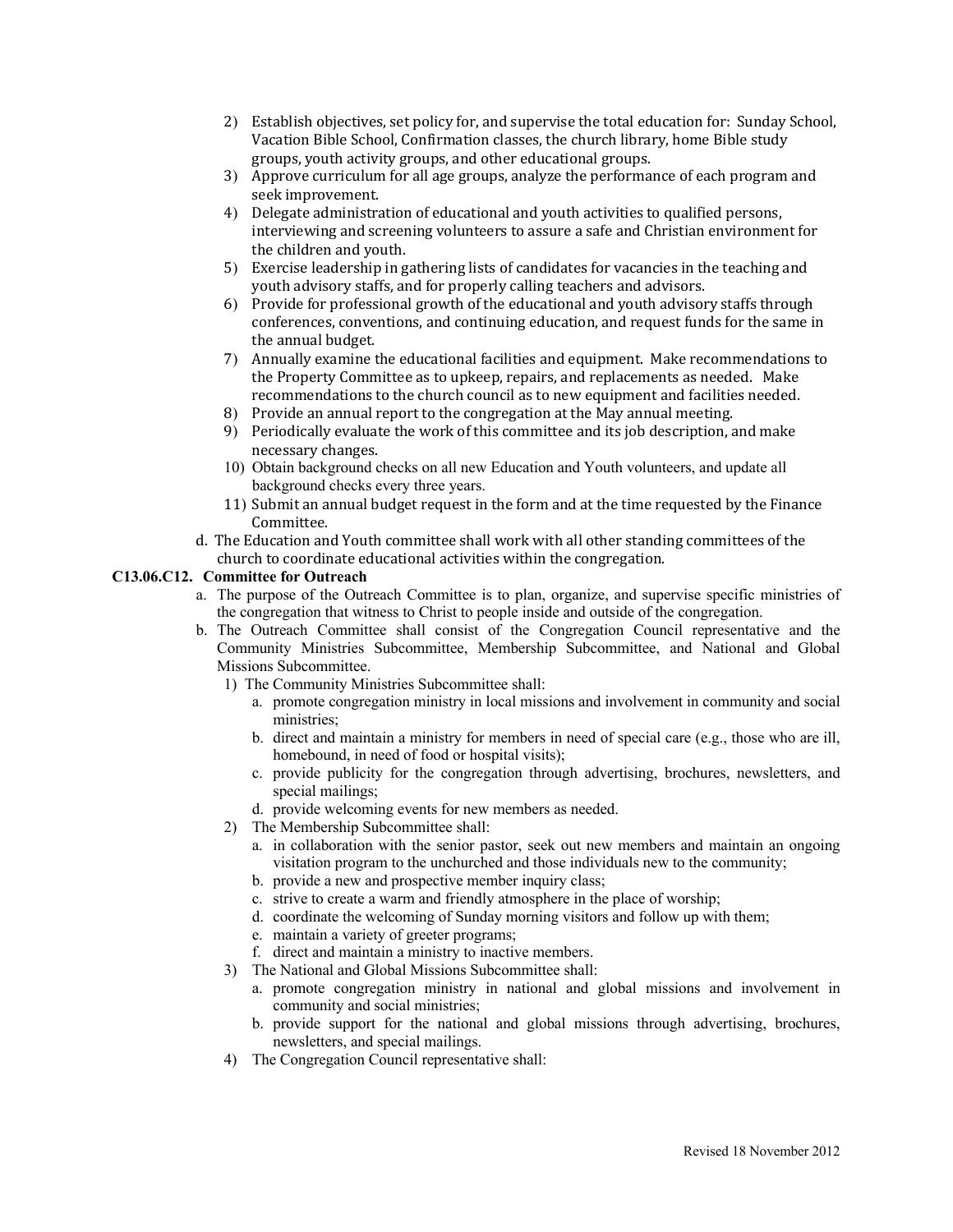2) Establish objectives, set policy for, and supervise the total education for: Sunday School, Vacation Bible School, Confirmation classes, the church library, home Bible study groups, youth activity groups, and other educational groups.
3) Approve curriculum for all age groups, analyze the performance of each program and seek improvement.
4) Delegate administration of educational and youth activities to qualified persons, interviewing and screening volunteers to assure a safe and Christian environment for the children and youth.
5) Exercise leadership in gathering lists of candidates for vacancies in the teaching and youth advisory staffs, and for properly calling teachers and advisors.
6) Provide for professional growth of the educational and youth advisory staffs through conferences, conventions, and continuing education, and request funds for the same in the annual budget.
7) Annually examine the educational facilities and equipment. Make recommendations to the Property Committee as to upkeep, repairs, and replacements as needed. Make recommendations to the church council as to new equipment and facilities needed.
8) Provide an annual report to the congregation at the May annual meeting.
9) Periodically evaluate the work of this committee and its job description, and make necessary changes.
10) Obtain background checks on all new Education and Youth volunteers, and update all background checks every three years.
11) Submit an annual budget request in the form and at the time requested by the Finance Committee.

d. The Education and Youth committee shall work with all other standing committees of the church to coordinate educational activities within the congregation.

**C13.06.C12. Committee for Outreach**

a. The purpose of the Outreach Committee is to plan, organize, and supervise specific ministries of the congregation that witness to Christ to people inside and outside of the congregation.

b. The Outreach Committee shall consist of the Congregation Council representative and the Community Ministries Subcommittee, Membership Subcommittee, and National and Global Missions Subcommittee.

1) The Community Ministries Subcommittee shall:
   a. promote congregation ministry in local missions and involvement in community and social ministries;
   b. direct and maintain a ministry for members in need of special care (e.g., those who are ill, homebound, in need of food or hospital visits);
   c. provide publicity for the congregation through advertising, brochures, newsletters, and special mailings;
   d. provide welcoming events for new members as needed.
2) The Membership Subcommittee shall:
   a. in collaboration with the senior pastor, seek out new members and maintain an ongoing visitation program to the unchurched and those individuals new to the community;
   b. provide a new and prospective member inquiry class;
   c. strive to create a warm and friendly atmosphere in the place of worship;
   d. coordinate the welcoming of Sunday morning visitors and follow up with them;
   e. maintain a variety of greeter programs;
   f. direct and maintain a ministry to inactive members.
3) The National and Global Missions Subcommittee shall:
   a. promote congregation ministry in national and global missions and involvement in community and social ministries;
   b. provide support for the national and global missions through advertising, brochures, newsletters, and special mailings.
4) The Congregation Council representative shall: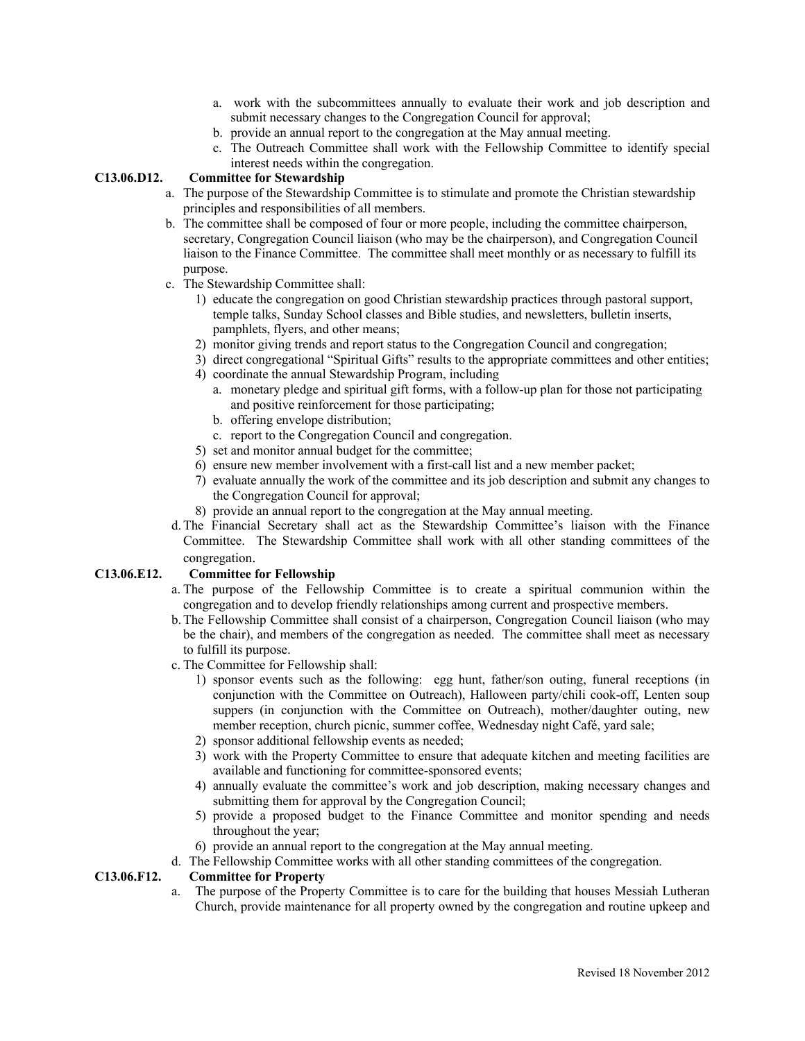a. work with the subcommittees annually to evaluate their work and job description and submit necessary changes to the Congregation Council for approval;
b. provide an annual report to the congregation at the May annual meeting.
c. The Outreach Committee shall work with the Fellowship Committee to identify special interest needs within the congregation.

**C13.06.D12. Committee for Stewardship**

a. The purpose of the Stewardship Committee is to stimulate and promote the Christian stewardship principles and responsibilities of all members.
b. The committee shall be composed of four or more people, including the committee chairperson, secretary, Congregation Council liaison (who may be the chairperson), and Congregation Council liaison to the Finance Committee. The committee shall meet monthly or as necessary to fulfill its purpose.
c. The Stewardship Committee shall:
   1) educate the congregation on good Christian stewardship practices through pastoral support, temple talks, Sunday School classes and Bible studies, and newsletters, bulletin inserts, pamphlets, flyers, and other means;
   2) monitor giving trends and report status to the Congregation Council and congregation;
   3) direct congregational "Spiritual Gifts" results to the appropriate committees and other entities;
   4) coordinate the annual Stewardship Program, including
      a. monetary pledge and spiritual gift forms, with a follow-up plan for those not participating and positive reinforcement for those participating;
      b. offering envelope distribution;
      c. report to the Congregation Council and congregation.
   5) set and monitor annual budget for the committee;
   6) ensure new member involvement with a first-call list and a new member packet;
   7) evaluate annually the work of the committee and its job description and submit any changes to the Congregation Council for approval;
   8) provide an annual report to the congregation at the May annual meeting.
d. The Financial Secretary shall act as the Stewardship Committee's liaison with the Finance Committee. The Stewardship Committee shall work with all other standing committees of the congregation.

**C13.06.E12. Committee for Fellowship**

a. The purpose of the Fellowship Committee is to create a spiritual communion within the congregation and to develop friendly relationships among current and prospective members.
b. The Fellowship Committee shall consist of a chairperson, Congregation Council liaison (who may be the chair), and members of the congregation as needed. The committee shall meet as necessary to fulfill its purpose.
c. The Committee for Fellowship shall:
   1) sponsor events such as the following: egg hunt, father/son outing, funeral receptions (in conjunction with the Committee on Outreach), Halloween party/chili cook-off, Lenten soup suppers (in conjunction with the Committee on Outreach), mother/daughter outing, new member reception, church picnic, summer coffee, Wednesday night Café, yard sale;
   2) sponsor additional fellowship events as needed;
   3) work with the Property Committee to ensure that adequate kitchen and meeting facilities are available and functioning for committee-sponsored events;
   4) annually evaluate the committee's work and job description, making necessary changes and submitting them for approval by the Congregation Council;
   5) provide a proposed budget to the Finance Committee and monitor spending and needs throughout the year;
   6) provide an annual report to the congregation at the May annual meeting.
d. The Fellowship Committee works with all other standing committees of the congregation.

**C13.06.F12. Committee for Property**

a. The purpose of the Property Committee is to care for the building that houses Messiah Lutheran Church, provide maintenance for all property owned by the congregation and routine upkeep and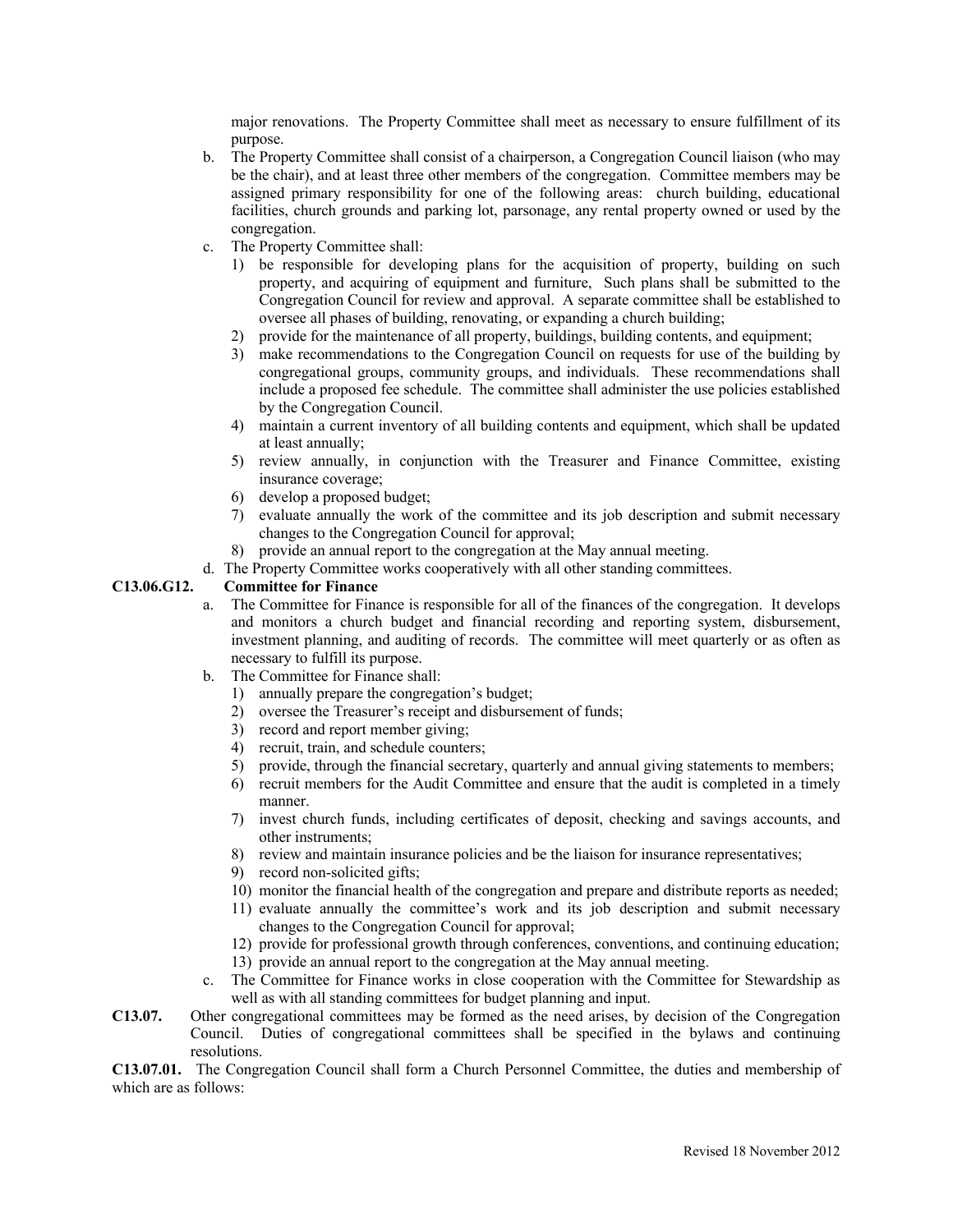major renovations. The Property Committee shall meet as necessary to ensure fulfillment of its purpose.

b. The Property Committee shall consist of a chairperson, a Congregation Council liaison (who may be the chair), and at least three other members of the congregation. Committee members may be assigned primary responsibility for one of the following areas: church building, educational facilities, church grounds and parking lot, parsonage, any rental property owned or used by the congregation.

c. The Property Committee shall:
   1) be responsible for developing plans for the acquisition of property, building on such property, and acquiring of equipment and furniture, Such plans shall be submitted to the Congregation Council for review and approval. A separate committee shall be established to oversee all phases of building, renovating, or expanding a church building;
   2) provide for the maintenance of all property, buildings, building contents, and equipment;
   3) make recommendations to the Congregation Council on requests for use of the building by congregational groups, community groups, and individuals. These recommendations shall include a proposed fee schedule. The committee shall administer the use policies established by the Congregation Council.
   4) maintain a current inventory of all building contents and equipment, which shall be updated at least annually;
   5) review annually, in conjunction with the Treasurer and Finance Committee, existing insurance coverage;
   6) develop a proposed budget;
   7) evaluate annually the work of the committee and its job description and submit necessary changes to the Congregation Council for approval;
   8) provide an annual report to the congregation at the May annual meeting.

d. The Property Committee works cooperatively with all other standing committees.

**C13.06.G12. Committee for Finance**

a. The Committee for Finance is responsible for all of the finances of the congregation. It develops and monitors a church budget and financial recording and reporting system, disbursement, investment planning, and auditing of records. The committee will meet quarterly or as often as necessary to fulfill its purpose.

b. The Committee for Finance shall:
   1) annually prepare the congregation's budget;
   2) oversee the Treasurer's receipt and disbursement of funds;
   3) record and report member giving;
   4) recruit, train, and schedule counters;
   5) provide, through the financial secretary, quarterly and annual giving statements to members;
   6) recruit members for the Audit Committee and ensure that the audit is completed in a timely manner.
   7) invest church funds, including certificates of deposit, checking and savings accounts, and other instruments;
   8) review and maintain insurance policies and be the liaison for insurance representatives;
   9) record non-solicited gifts;
   10) monitor the financial health of the congregation and prepare and distribute reports as needed;
   11) evaluate annually the committee's work and its job description and submit necessary changes to the Congregation Council for approval;
   12) provide for professional growth through conferences, conventions, and continuing education;
   13) provide an annual report to the congregation at the May annual meeting.

c. The Committee for Finance works in close cooperation with the Committee for Stewardship as well as with all standing committees for budget planning and input.

**C13.07.** Other congregational committees may be formed as the need arises, by decision of the Congregation Council. Duties of congregational committees shall be specified in the bylaws and continuing resolutions.

**C13.07.01.** The Congregation Council shall form a Church Personnel Committee, the duties and membership of which are as follows: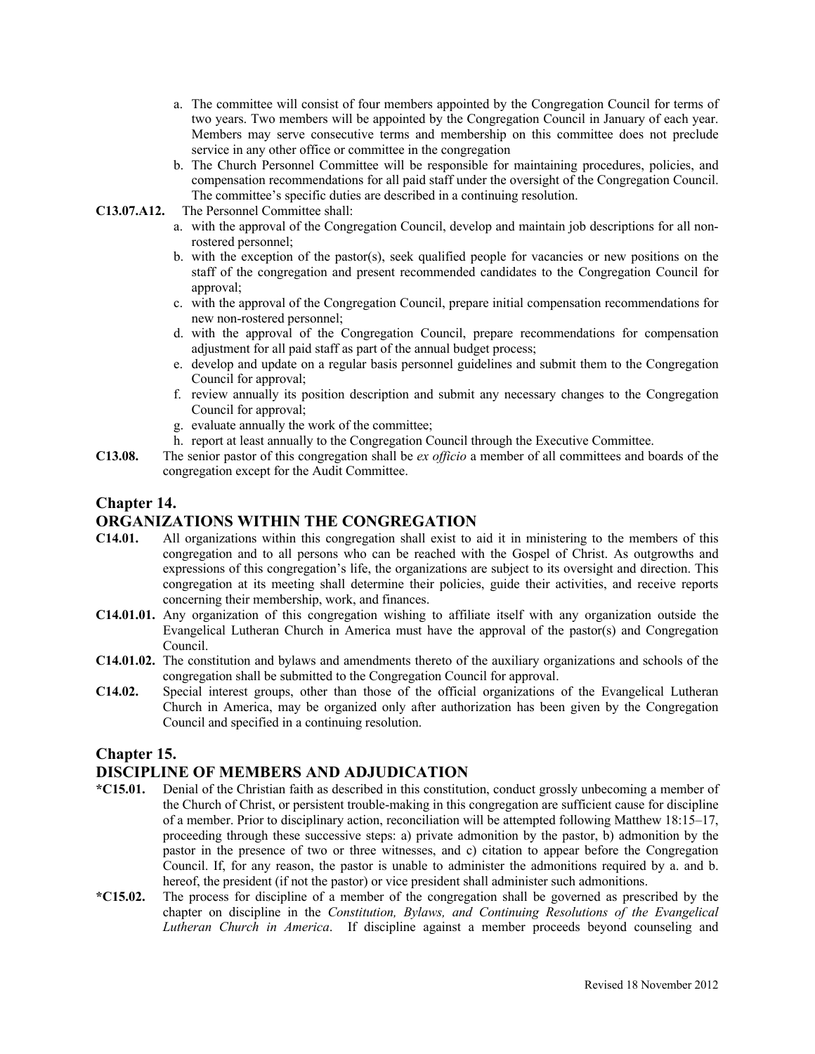a. The committee will consist of four members appointed by the Congregation Council for terms of two years. Two members will be appointed by the Congregation Council in January of each year. Members may serve consecutive terms and membership on this committee does not preclude service in any other office or committee in the congregation
b. The Church Personnel Committee will be responsible for maintaining procedures, policies, and compensation recommendations for all paid staff under the oversight of the Congregation Council. The committee's specific duties are described in a continuing resolution.

**C13.07.A12.** The Personnel Committee shall:

a. with the approval of the Congregation Council, develop and maintain job descriptions for all non-rostered personnel;
b. with the exception of the pastor(s), seek qualified people for vacancies or new positions on the staff of the congregation and present recommended candidates to the Congregation Council for approval;
c. with the approval of the Congregation Council, prepare initial compensation recommendations for new non-rostered personnel;
d. with the approval of the Congregation Council, prepare recommendations for compensation adjustment for all paid staff as part of the annual budget process;
e. develop and update on a regular basis personnel guidelines and submit them to the Congregation Council for approval;
f. review annually its position description and submit any necessary changes to the Congregation Council for approval;
g. evaluate annually the work of the committee;
h. report at least annually to the Congregation Council through the Executive Committee.

**C13.08.** The senior pastor of this congregation shall be *ex officio* a member of all committees and boards of the congregation except for the Audit Committee.

## Chapter 14.
## ORGANIZATIONS WITHIN THE CONGREGATION

**C14.01.** All organizations within this congregation shall exist to aid it in ministering to the members of this congregation and to all persons who can be reached with the Gospel of Christ. As outgrowths and expressions of this congregation's life, the organizations are subject to its oversight and direction. This congregation at its meeting shall determine their policies, guide their activities, and receive reports concerning their membership, work, and finances.

**C14.01.01.** Any organization of this congregation wishing to affiliate itself with any organization outside the Evangelical Lutheran Church in America must have the approval of the pastor(s) and Congregation Council.

**C14.01.02.** The constitution and bylaws and amendments thereto of the auxiliary organizations and schools of the congregation shall be submitted to the Congregation Council for approval.

**C14.02.** Special interest groups, other than those of the official organizations of the Evangelical Lutheran Church in America, may be organized only after authorization has been given by the Congregation Council and specified in a continuing resolution.

## Chapter 15.
## DISCIPLINE OF MEMBERS AND ADJUDICATION

***C15.01.** Denial of the Christian faith as described in this constitution, conduct grossly unbecoming a member of the Church of Christ, or persistent trouble-making in this congregation are sufficient cause for discipline of a member. Prior to disciplinary action, reconciliation will be attempted following Matthew 18:15–17, proceeding through these successive steps: a) private admonition by the pastor, b) admonition by the pastor in the presence of two or three witnesses, and c) citation to appear before the Congregation Council. If, for any reason, the pastor is unable to administer the admonitions required by a. and b. hereof, the president (if not the pastor) or vice president shall administer such admonitions.

***C15.02.** The process for discipline of a member of the congregation shall be governed as prescribed by the chapter on discipline in the *Constitution, Bylaws, and Continuing Resolutions of the Evangelical Lutheran Church in America*. If discipline against a member proceeds beyond counseling and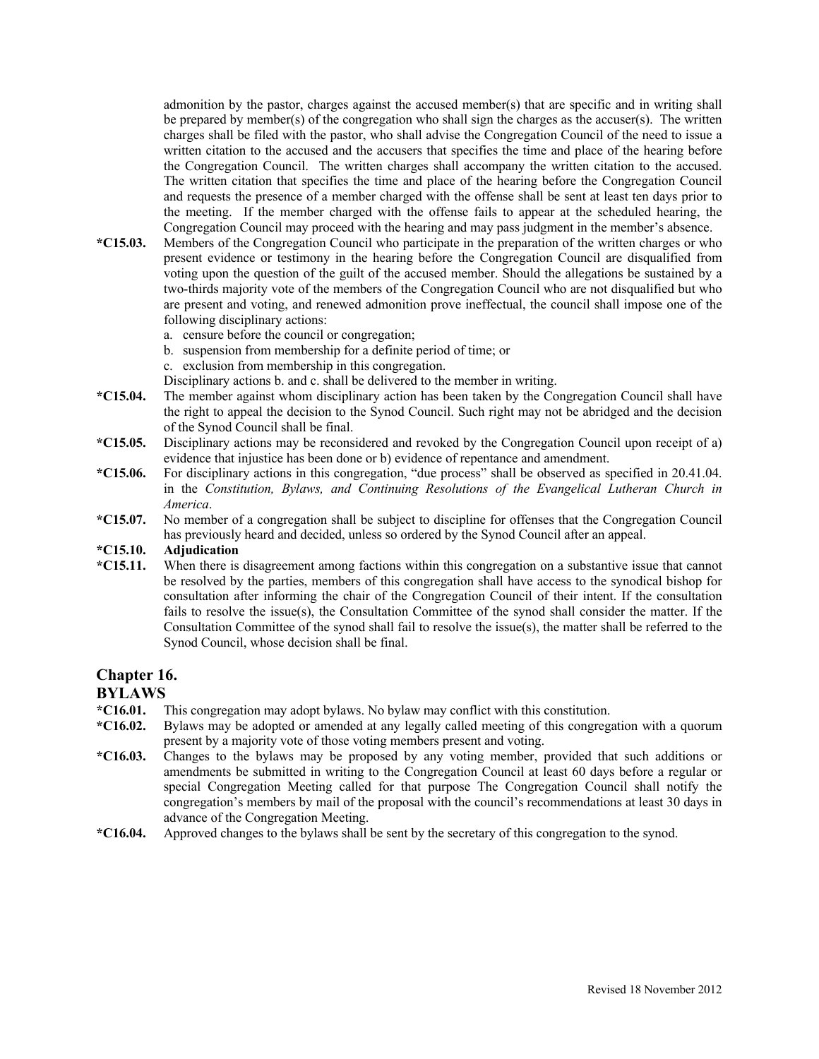admonition by the pastor, charges against the accused member(s) that are specific and in writing shall be prepared by member(s) of the congregation who shall sign the charges as the accuser(s). The written charges shall be filed with the pastor, who shall advise the Congregation Council of the need to issue a written citation to the accused and the accusers that specifies the time and place of the hearing before the Congregation Council. The written charges shall accompany the written citation to the accused. The written citation that specifies the time and place of the hearing before the Congregation Council and requests the presence of a member charged with the offense shall be sent at least ten days prior to the meeting. If the member charged with the offense fails to appear at the scheduled hearing, the Congregation Council may proceed with the hearing and may pass judgment in the member's absence.

**\*C15.03.** Members of the Congregation Council who participate in the preparation of the written charges or who present evidence or testimony in the hearing before the Congregation Council are disqualified from voting upon the question of the guilt of the accused member. Should the allegations be sustained by a two-thirds majority vote of the members of the Congregation Council who are not disqualified but who are present and voting, and renewed admonition prove ineffectual, the council shall impose one of the following disciplinary actions:

a. censure before the council or congregation;
b. suspension from membership for a definite period of time; or
c. exclusion from membership in this congregation.

Disciplinary actions b. and c. shall be delivered to the member in writing.

**\*C15.04.** The member against whom disciplinary action has been taken by the Congregation Council shall have the right to appeal the decision to the Synod Council. Such right may not be abridged and the decision of the Synod Council shall be final.

**\*C15.05.** Disciplinary actions may be reconsidered and revoked by the Congregation Council upon receipt of a) evidence that injustice has been done or b) evidence of repentance and amendment.

**\*C15.06.** For disciplinary actions in this congregation, "due process" shall be observed as specified in 20.41.04. in the *Constitution, Bylaws, and Continuing Resolutions of the Evangelical Lutheran Church in America*.

**\*C15.07.** No member of a congregation shall be subject to discipline for offenses that the Congregation Council has previously heard and decided, unless so ordered by the Synod Council after an appeal.

**\*C15.10. Adjudication**

**\*C15.11.** When there is disagreement among factions within this congregation on a substantive issue that cannot be resolved by the parties, members of this congregation shall have access to the synodical bishop for consultation after informing the chair of the Congregation Council of their intent. If the consultation fails to resolve the issue(s), the Consultation Committee of the synod shall consider the matter. If the Consultation Committee of the synod shall fail to resolve the issue(s), the matter shall be referred to the Synod Council, whose decision shall be final.

## Chapter 16.

## BYLAWS

**\*C16.01.** This congregation may adopt bylaws. No bylaw may conflict with this constitution.

**\*C16.02.** Bylaws may be adopted or amended at any legally called meeting of this congregation with a quorum present by a majority vote of those voting members present and voting.

**\*C16.03.** Changes to the bylaws may be proposed by any voting member, provided that such additions or amendments be submitted in writing to the Congregation Council at least 60 days before a regular or special Congregation Meeting called for that purpose The Congregation Council shall notify the congregation's members by mail of the proposal with the council's recommendations at least 30 days in advance of the Congregation Meeting.

**\*C16.04.** Approved changes to the bylaws shall be sent by the secretary of this congregation to the synod.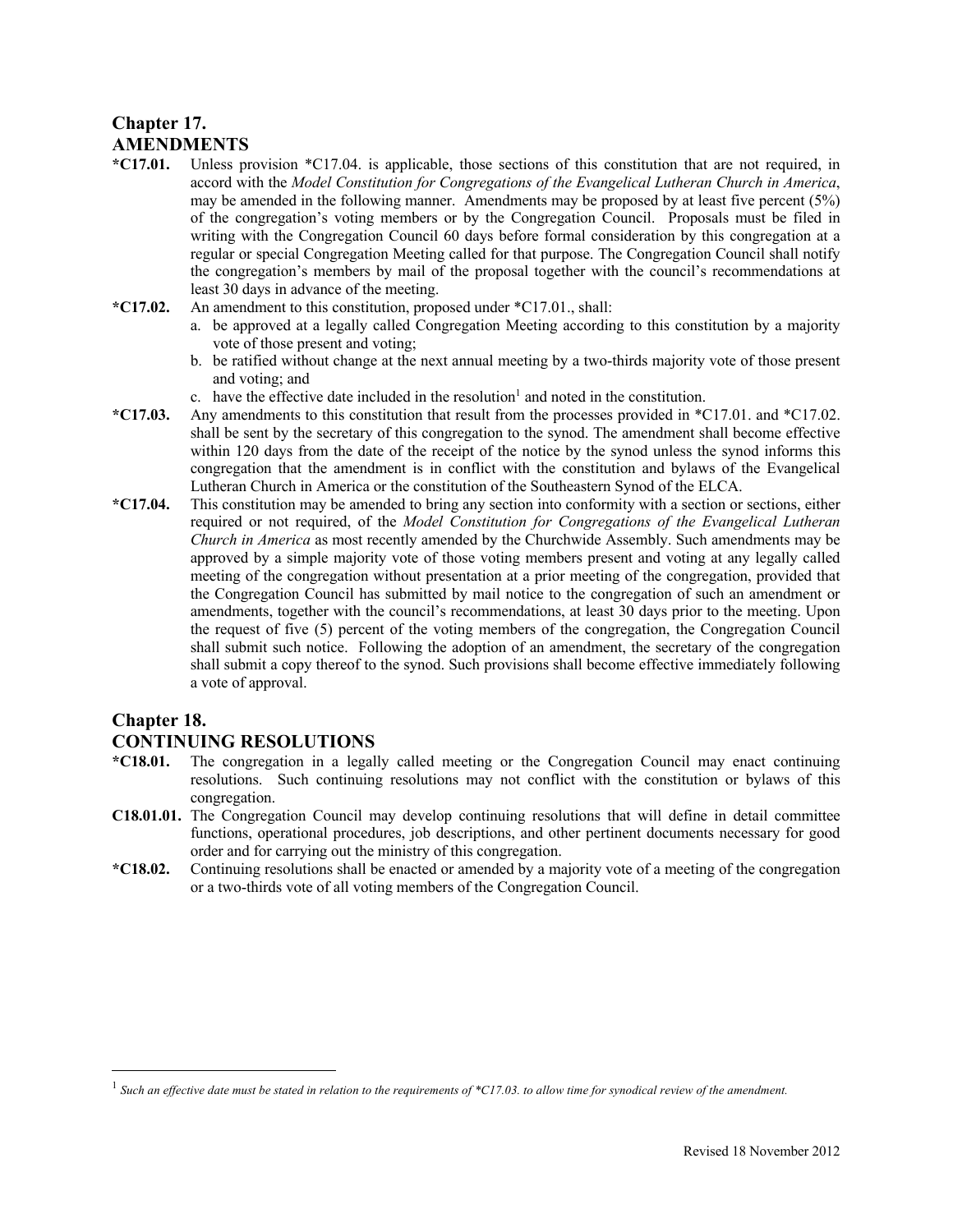## Chapter 17.
## AMENDMENTS

**\*C17.01.** Unless provision *C17.04. is applicable, those sections of this constitution that are not required, in accord with the *Model Constitution for Congregations of the Evangelical Lutheran Church in America*, may be amended in the following manner. Amendments may be proposed by at least five percent (5%) of the congregation's voting members or by the Congregation Council. Proposals must be filed in writing with the Congregation Council 60 days before formal consideration by this congregation at a regular or special Congregation Meeting called for that purpose. The Congregation Council shall notify the congregation's members by mail of the proposal together with the council's recommendations at least 30 days in advance of the meeting.

**\*C17.02.** An amendment to this constitution, proposed under *C17.01., shall:

a. be approved at a legally called Congregation Meeting according to this constitution by a majority vote of those present and voting;

b. be ratified without change at the next annual meeting by a two-thirds majority vote of those present and voting; and

c. have the effective date included in the resolution[1] and noted in the constitution.

**\*C17.03.** Any amendments to this constitution that result from the processes provided in *C17.01. and *C17.02. shall be sent by the secretary of this congregation to the synod. The amendment shall become effective within 120 days from the date of the receipt of the notice by the synod unless the synod informs this congregation that the amendment is in conflict with the constitution and bylaws of the Evangelical Lutheran Church in America or the constitution of the Southeastern Synod of the ELCA.

**\*C17.04.** This constitution may be amended to bring any section into conformity with a section or sections, either required or not required, of the *Model Constitution for Congregations of the Evangelical Lutheran Church in America* as most recently amended by the Churchwide Assembly. Such amendments may be approved by a simple majority vote of those voting members present and voting at any legally called meeting of the congregation without presentation at a prior meeting of the congregation, provided that the Congregation Council has submitted by mail notice to the congregation of such an amendment or amendments, together with the council's recommendations, at least 30 days prior to the meeting. Upon the request of five (5) percent of the voting members of the congregation, the Congregation Council shall submit such notice. Following the adoption of an amendment, the secretary of the congregation shall submit a copy thereof to the synod. Such provisions shall become effective immediately following a vote of approval.

## Chapter 18.
## CONTINUING RESOLUTIONS

**\*C18.01.** The congregation in a legally called meeting or the Congregation Council may enact continuing resolutions. Such continuing resolutions may not conflict with the constitution or bylaws of this congregation.

**C18.01.01.** The Congregation Council may develop continuing resolutions that will define in detail committee functions, operational procedures, job descriptions, and other pertinent documents necessary for good order and for carrying out the ministry of this congregation.

**\*C18.02.** Continuing resolutions shall be enacted or amended by a majority vote of a meeting of the congregation or a two-thirds vote of all voting members of the Congregation Council.

---

[1] *Such an effective date must be stated in relation to the requirements of *C17.03. to allow time for synodical review of the amendment.*

Revised 18 November 2012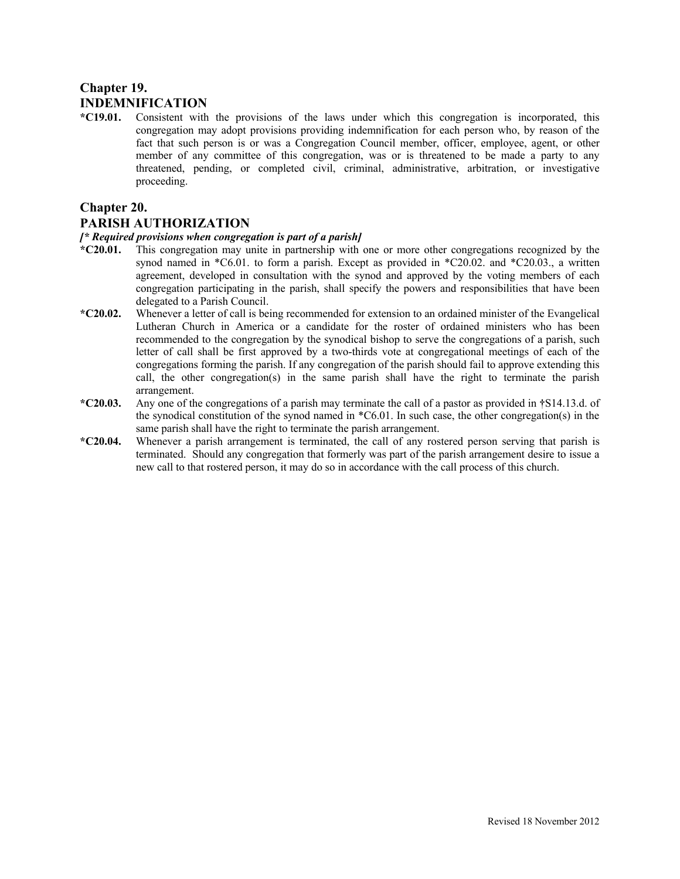## Chapter 19.
## INDEMNIFICATION

**\*C19.01.** Consistent with the provisions of the laws under which this congregation is incorporated, this congregation may adopt provisions providing indemnification for each person who, by reason of the fact that such person is or was a Congregation Council member, officer, employee, agent, or other member of any committee of this congregation, was or is threatened to be made a party to any threatened, pending, or completed civil, criminal, administrative, arbitration, or investigative proceeding.

## Chapter 20.
## PARISH AUTHORIZATION

***[\* Required provisions when congregation is part of a parish]***

**\*C20.01.** This congregation may unite in partnership with one or more other congregations recognized by the synod named in \*C6.01. to form a parish. Except as provided in \*C20.02. and \*C20.03., a written agreement, developed in consultation with the synod and approved by the voting members of each congregation participating in the parish, shall specify the powers and responsibilities that have been delegated to a Parish Council.

**\*C20.02.** Whenever a letter of call is being recommended for extension to an ordained minister of the Evangelical Lutheran Church in America or a candidate for the roster of ordained ministers who has been recommended to the congregation by the synodical bishop to serve the congregations of a parish, such letter of call shall be first approved by a two-thirds vote at congregational meetings of each of the congregations forming the parish. If any congregation of the parish should fail to approve extending this call, the other congregation(s) in the same parish shall have the right to terminate the parish arrangement.

**\*C20.03.** Any one of the congregations of a parish may terminate the call of a pastor as provided in †S14.13.d. of the synodical constitution of the synod named in \*C6.01. In such case, the other congregation(s) in the same parish shall have the right to terminate the parish arrangement.

**\*C20.04.** Whenever a parish arrangement is terminated, the call of any rostered person serving that parish is terminated. Should any congregation that formerly was part of the parish arrangement desire to issue a new call to that rostered person, it may do so in accordance with the call process of this church.